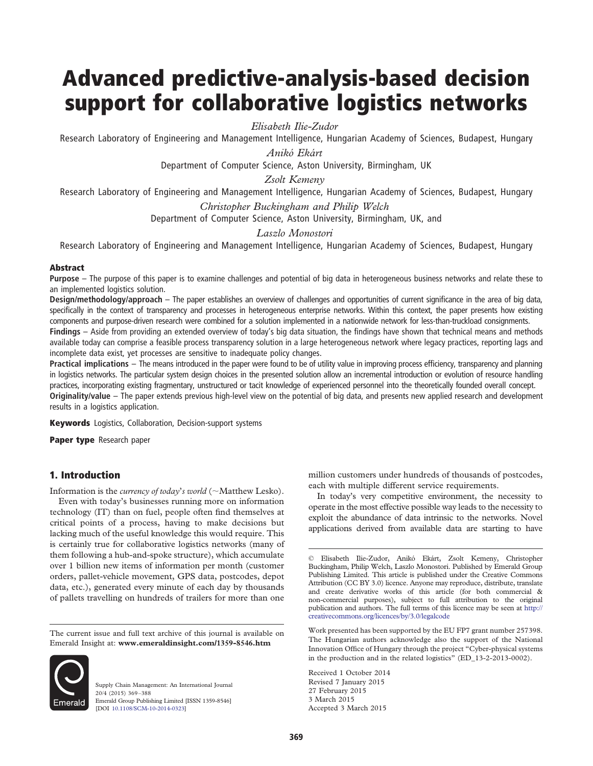# Advanced predictive-analysis-based decision support for collaborative logistics networks

*Elisabeth Ilie-Zudor*

Research Laboratory of Engineering and Management Intelligence, Hungarian Academy of Sciences, Budapest, Hungary

*Anikó Ekárt*

Department of Computer Science, Aston University, Birmingham, UK

*Zsolt Kemeny*

Research Laboratory of Engineering and Management Intelligence, Hungarian Academy of Sciences, Budapest, Hungary

*Christopher Buckingham and Philip Welch*

Department of Computer Science, Aston University, Birmingham, UK, and

*Laszlo Monostori*

Research Laboratory of Engineering and Management Intelligence, Hungarian Academy of Sciences, Budapest, Hungary

## Abstract

**Purpose** – The purpose of this paper is to examine challenges and potential of big data in heterogeneous business networks and relate these to an implemented logistics solution.

**Design/methodology/approach** – The paper establishes an overview of challenges and opportunities of current significance in the area of big data, specifically in the context of transparency and processes in heterogeneous enterprise networks. Within this context, the paper presents how existing components and purpose-driven research were combined for a solution implemented in a nationwide network for less-than-truckload consignments.

**Findings** – Aside from providing an extended overview of today's big data situation, the findings have shown that technical means and methods available today can comprise a feasible process transparency solution in a large heterogeneous network where legacy practices, reporting lags and incomplete data exist, yet processes are sensitive to inadequate policy changes.

**Practical implications** – The means introduced in the paper were found to be of utility value in improving process efficiency, transparency and planning in logistics networks. The particular system design choices in the presented solution allow an incremental introduction or evolution of resource handling practices, incorporating existing fragmentary, unstructured or tacit knowledge of experienced personnel into the theoretically founded overall concept.

**Originality/value** – The paper extends previous high-level view on the potential of big data, and presents new applied research and development results in a logistics application.

**Keywords** Logistics, Collaboration, Decision-support systems

**Paper type** Research paper

## 1. Introduction

Information is the *currency of today's world* (~Matthew Lesko).

Even with today's businesses running more on information technology (IT) than on fuel, people often find themselves at critical points of a process, having to make decisions but lacking much of the useful knowledge this would require. This is certainly true for collaborative logistics networks (many of them following a hub-and-spoke structure), which accumulate over 1 billion new items of information per month (customer orders, pallet-vehicle movement, GPS data, postcodes, depot data, etc.), generated every minute of each day by thousands of pallets travelling on hundreds of trailers for more than one million customers under hundreds of thousands of postcodes, each with multiple different service requirements.

In today's very competitive environment, the necessity to operate in the most effective possible way leads to the necessity to exploit the abundance of data intrinsic to the networks. Novel applications derived from available data are starting to have

The current issue and full text archive of this journal is available on Emerald Insight at: **www.emeraldinsight.com/1359-8546.htm**

Supply Chain Management: An International Journal
20/4 (2015) 369–388
Emerald Group Publishing Limited [ISSN 1359-8546]
[DOI 10.1108/SCM-10-2014-0323]

© Elisabeth Ilie-Zudor, Anikó Ekárt, Zsolt Kemeny, Christopher Buckingham, Philip Welch, Laszlo Monostori. Published by Emerald Group Publishing Limited. This article is published under the Creative Commons Attribution (CC BY 3.0) licence. Anyone may reproduce, distribute, translate and create derivative works of this article (for both commercial & non-commercial purposes), subject to full attribution to the original publication and authors. The full terms of this licence may be seen at http://creativecommons.org/licences/by/3.0/legalcode

Work presented has been supported by the EU FP7 grant number 257398. The Hungarian authors acknowledge also the support of the National Innovation Office of Hungary through the project "Cyber-physical systems in the production and in the related logistics" (ED_13-2-2013-0002).

Received 1 October 2014
Revised 7 January 2015
27 February 2015
3 March 2015
Accepted 3 March 2015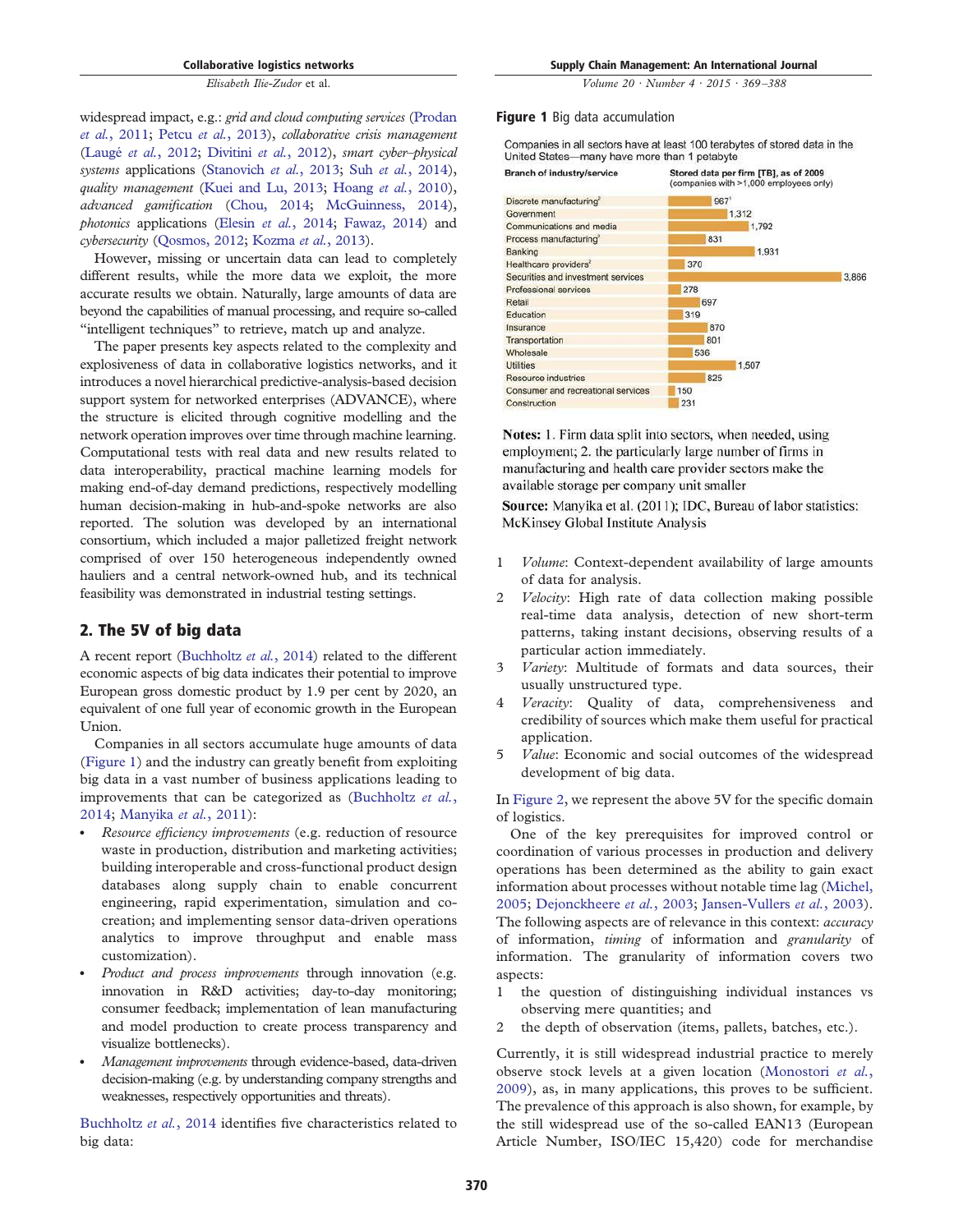widespread impact, e.g.: *grid and cloud computing services* (Prodan *et al.*, 2011; Petcu *et al.*, 2013), *collaborative crisis management* (Laugé *et al.*, 2012; Divitini *et al.*, 2012), *smart cyber–physical systems* applications (Stanovich *et al.*, 2013; Suh *et al.*, 2014), *quality management* (Kuei and Lu, 2013; Hoang *et al.*, 2010), *advanced gamification* (Chou, 2014; McGuinness, 2014), *photonics* applications (Elesin *et al.*, 2014; Fawaz, 2014) and *cybersecurity* (Qosmos, 2012; Kozma *et al.*, 2013).

However, missing or uncertain data can lead to completely different results, while the more data we exploit, the more accurate results we obtain. Naturally, large amounts of data are beyond the capabilities of manual processing, and require so-called "intelligent techniques" to retrieve, match up and analyze.

The paper presents key aspects related to the complexity and explosiveness of data in collaborative logistics networks, and it introduces a novel hierarchical predictive-analysis-based decision support system for networked enterprises (ADVANCE), where the structure is elicited through cognitive modelling and the network operation improves over time through machine learning. Computational tests with real data and new results related to data interoperability, practical machine learning models for making end-of-day demand predictions, respectively modelling human decision-making in hub-and-spoke networks are also reported. The solution was developed by an international consortium, which included a major palletized freight network comprised of over 150 heterogeneous independently owned hauliers and a central network-owned hub, and its technical feasibility was demonstrated in industrial testing settings.

## 2. The 5V of big data

A recent report (Buchholtz *et al.*, 2014) related to the different economic aspects of big data indicates their potential to improve European gross domestic product by 1.9 per cent by 2020, an equivalent of one full year of economic growth in the European Union.

Companies in all sectors accumulate huge amounts of data (Figure 1) and the industry can greatly benefit from exploiting big data in a vast number of business applications leading to improvements that can be categorized as (Buchholtz *et al.*, 2014; Manyika *et al.*, 2011):

- *Resource efficiency improvements* (e.g. reduction of resource waste in production, distribution and marketing activities; building interoperable and cross-functional product design databases along supply chain to enable concurrent engineering, rapid experimentation, simulation and co-creation; and implementing sensor data-driven operations analytics to improve throughput and enable mass customization).
- *Product and process improvements* through innovation (e.g. innovation in R&D activities; day-to-day monitoring; consumer feedback; implementation of lean manufacturing and model production to create process transparency and visualize bottlenecks).
- *Management improvements* through evidence-based, data-driven decision-making (e.g. by understanding company strengths and weaknesses, respectively opportunities and threats).

Buchholtz *et al.*, 2014 identifies five characteristics related to big data:

**Figure 1** Big data accumulation

Companies in all sectors have at least 100 terabytes of stored data in the United States—many have more than 1 petabyte

| Branch of industry/service | Stored data per firm [TB], as of 2009 (companies with >1,000 employees only) |
|---|---|
| Discrete manufacturing[2] | 967[1] |
| Government | 1,312 |
| Communications and media | 1,792 |
| Process manufacturing[2] | 831 |
| Banking | 1,931 |
| Healthcare providers[2] | 370 |
| Securities and investment services | 3,866 |
| Professional services | 278 |
| Retail | 697 |
| Education | 319 |
| Insurance | 870 |
| Transportation | 801 |
| Wholesale | 536 |
| Utilities | 1,507 |
| Resource industries | 825 |
| Consumer and recreational services | 150 |
| Construction | 231 |

**Notes:** 1. Firm data split into sectors, when needed, using employment; 2. the particularly large number of firms in manufacturing and health care provider sectors make the available storage per company unit smaller

**Source:** Manyika et al. (2011); IDC, Bureau of labor statistics: McKinsey Global Institute Analysis

1. *Volume*: Context-dependent availability of large amounts of data for analysis.
2. *Velocity*: High rate of data collection making possible real-time data analysis, detection of new short-term patterns, taking instant decisions, observing results of a particular action immediately.
3. *Variety*: Multitude of formats and data sources, their usually unstructured type.
4. *Veracity*: Quality of data, comprehensiveness and credibility of sources which make them useful for practical application.
5. *Value*: Economic and social outcomes of the widespread development of big data.

In Figure 2, we represent the above 5V for the specific domain of logistics.

One of the key prerequisites for improved control or coordination of various processes in production and delivery operations has been determined as the ability to gain exact information about processes without notable time lag (Michel, 2005; Dejonckheere *et al.*, 2003; Jansen-Vullers *et al.*, 2003). The following aspects are of relevance in this context: *accuracy* of information, *timing* of information and *granularity* of information. The granularity of information covers two aspects:

1. the question of distinguishing individual instances vs observing mere quantities; and
2. the depth of observation (items, pallets, batches, etc.).

Currently, it is still widespread industrial practice to merely observe stock levels at a given location (Monostori *et al.*, 2009), as, in many applications, this proves to be sufficient. The prevalence of this approach is also shown, for example, by the still widespread use of the so-called EAN13 (European Article Number, ISO/IEC 15,420) code for merchandise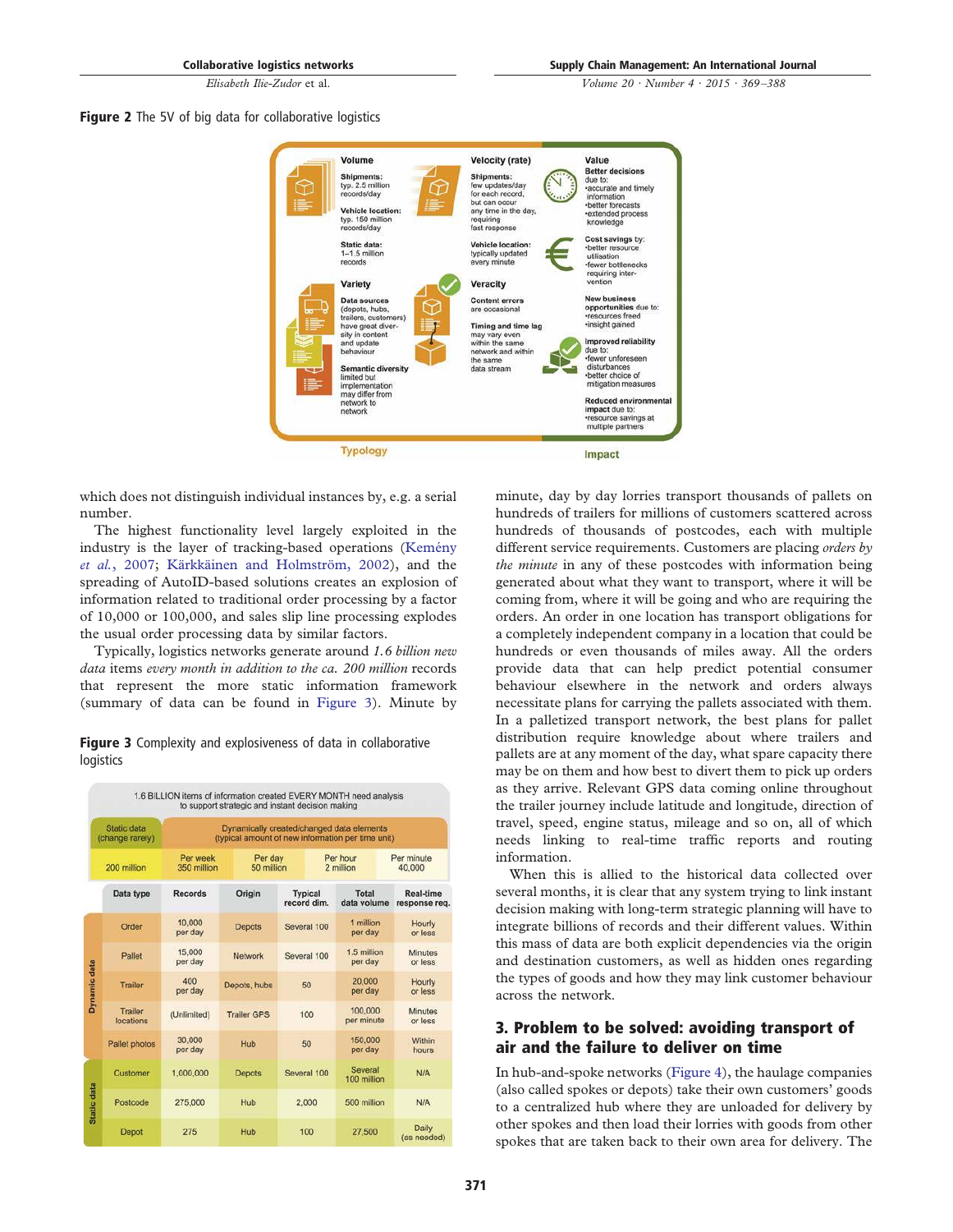**Figure 2** The 5V of big data for collaborative logistics

| Typology | | Impact |
|---|---|---|
| **Volume**<br>**Shipments:** typ. 2.5 million records/day<br>**Vehicle location:** typ. 150 million records/day<br>**Static data:** 1–1.5 million records | **Velocity (rate)**<br>**Shipments:** few updates/day for each record, but can occur any time in the day, requiring fast response<br>**Vehicle location:** typically updated every minute | **Value**<br>**Better decisions** due to:<br>•accurate and timely information<br>•better forecasts<br>•extended process knowledge<br>**Cost savings** by:<br>•better resource utilisation<br>•fewer bottlenecks requiring intervention |
| **Variety**<br>**Data sources** (depots, hubs, trailers, customers) have great diversity in content and update behaviour<br>**Semantic diversity** limited but implementation may differ from network to network | **Veracity**<br>**Content errors** are occasional<br>**Timing and time lag** may vary even within the same network and within the same data stream | **New business opportunities** due to:<br>•resources freed<br>•insight gained<br>**Improved reliability** due to:<br>•fewer unforeseen disturbances<br>•better choice of mitigation measures<br>**Reduced environmental impact** due to:<br>•resource savings at multiple partners |

which does not distinguish individual instances by, e.g. a serial number.

The highest functionality level largely exploited in the industry is the layer of tracking-based operations (Kemény *et al.*, 2007; Kärkkäinen and Holmström, 2002), and the spreading of AutoID-based solutions creates an explosion of information related to traditional order processing by a factor of 10,000 or 100,000, and sales slip line processing explodes the usual order processing data by similar factors.

Typically, logistics networks generate around *1.6 billion new data* items *every month in addition to the ca. 200 million* records that represent the more static information framework (summary of data can be found in Figure 3). Minute by minute, day by day lorries transport thousands of pallets on hundreds of trailers for millions of customers scattered across hundreds of thousands of postcodes, each with multiple different service requirements. Customers are placing *orders by the minute* in any of these postcodes with information being generated about what they want to transport, where it will be coming from, where it will be going and who are requiring the orders. An order in one location has transport obligations for a completely independent company in a location that could be hundreds or even thousands of miles away. All the orders provide data that can help predict potential consumer behaviour elsewhere in the network and orders always necessitate plans for carrying the pallets associated with them. In a palletized transport network, the best plans for pallet distribution require knowledge about where trailers and pallets are at any moment of the day, what spare capacity there may be on them and how best to divert them to pick up orders as they arrive. Relevant GPS data coming online throughout the trailer journey include latitude and longitude, direction of travel, speed, engine status, mileage and so on, all of which needs linking to real-time traffic reports and routing information.

**Figure 3** Complexity and explosiveness of data in collaborative logistics

1.6 BILLION items of information created EVERY MONTH need analysis to support strategic and instant decision making

| Static data (change rarely) | Dynamically created/changed data elements (typical amount of new information per time unit) | | | |
|---|---|---|---|---|
| | Per week | Per day | Per hour | Per minute |
| 200 million | 350 million | 50 million | 2 million | 40,000 |

| | Data type | Records | Origin | Typical record dim. | Total data volume | Real-time response req. |
|---|---|---|---|---|---|---|
| Dynamic data | Order | 10,000 per day | Depots | Several 100 | 1 million per day | Hourly or less |
| | Pallet | 15,000 per day | Network | Several 100 | 1.5 million per day | Minutes or less |
| | Trailer | 400 per day | Depots, hubs | 50 | 20,000 per day | Hourly or less |
| | Trailer locations | (Unlimited) | Trailer GPS | 100 | 100,000 per minute | Minutes or less |
| | Pallet photos | 30,000 per day | Hub | 50 | 150,000 per day | Within hours |
| Static data | Customer | 1,000,000 | Depots | Several 100 | Several 100 million | N/A |
| | Postcode | 275,000 | Hub | 2,000 | 500 million | N/A |
| | Depot | 275 | Hub | 100 | 27,500 | Daily (as needed) |

When this is allied to the historical data collected over several months, it is clear that any system trying to link instant decision making with long-term strategic planning will have to integrate billions of records and their different values. Within this mass of data are both explicit dependencies via the origin and destination customers, as well as hidden ones regarding the types of goods and how they may link customer behaviour across the network.

## 3. Problem to be solved: avoiding transport of air and the failure to deliver on time

In hub-and-spoke networks (Figure 4), the haulage companies (also called spokes or depots) take their own customers' goods to a centralized hub where they are unloaded for delivery by other spokes and then load their lorries with goods from other spokes that are taken back to their own area for delivery. The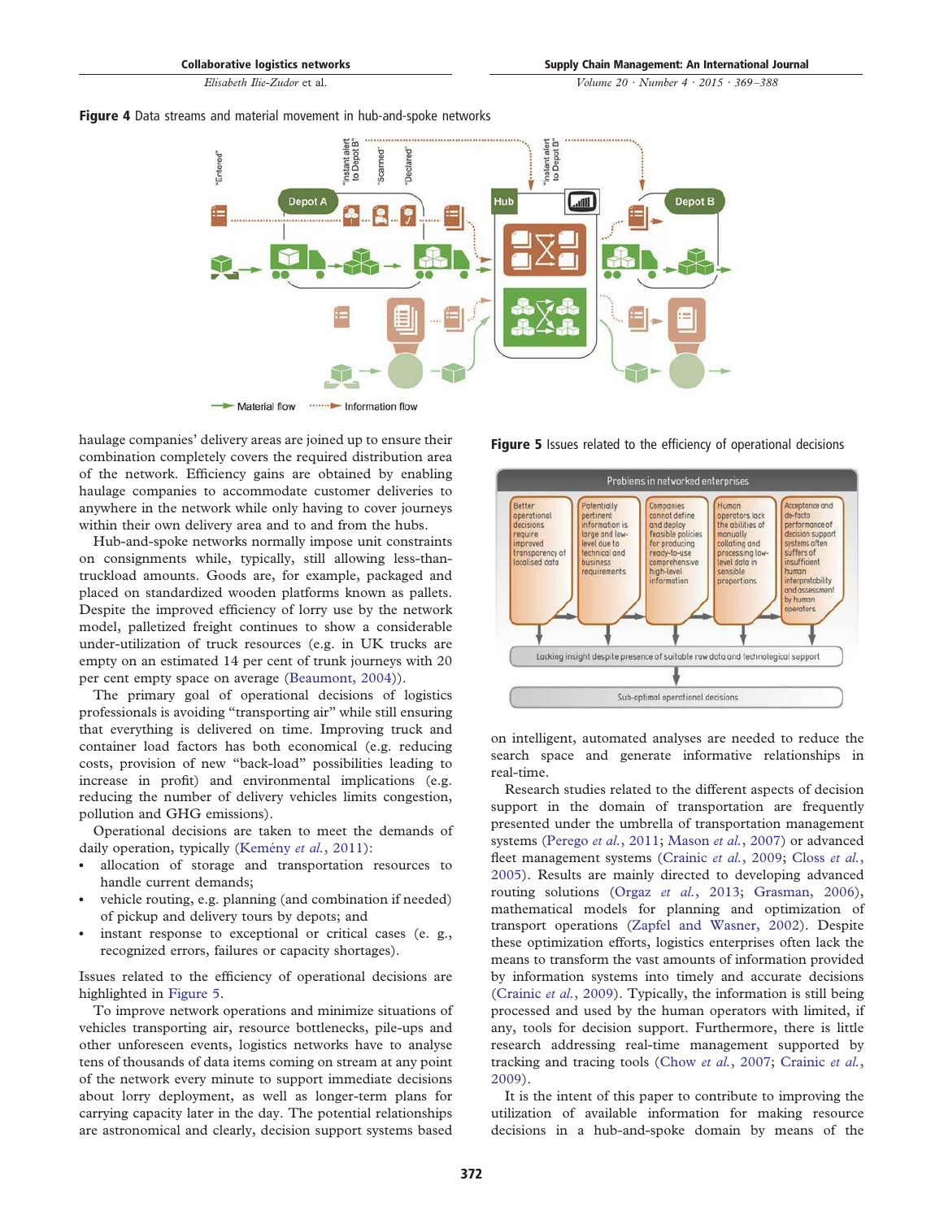**Figure 4** Data streams and material movement in hub-and-spoke networks

**Figure 5** Issues related to the efficiency of operational decisions

haulage companies' delivery areas are joined up to ensure their combination completely covers the required distribution area of the network. Efficiency gains are obtained by enabling haulage companies to accommodate customer deliveries to anywhere in the network while only having to cover journeys within their own delivery area and to and from the hubs.

Hub-and-spoke networks normally impose unit constraints on consignments while, typically, still allowing less-than-truckload amounts. Goods are, for example, packaged and placed on standardized wooden platforms known as pallets. Despite the improved efficiency of lorry use by the network model, palletized freight continues to show a considerable under-utilization of truck resources (e.g. in UK trucks are empty on an estimated 14 per cent of trunk journeys with 20 per cent empty space on average (Beaumont, 2004)).

The primary goal of operational decisions of logistics professionals is avoiding "transporting air" while still ensuring that everything is delivered on time. Improving truck and container load factors has both economical (e.g. reducing costs, provision of new "back-load" possibilities leading to increase in profit) and environmental implications (e.g. reducing the number of delivery vehicles limits congestion, pollution and GHG emissions).

Operational decisions are taken to meet the demands of daily operation, typically (Kemény *et al.*, 2011):

- allocation of storage and transportation resources to handle current demands;
- vehicle routing, e.g. planning (and combination if needed) of pickup and delivery tours by depots; and
- instant response to exceptional or critical cases (e. g., recognized errors, failures or capacity shortages).

Issues related to the efficiency of operational decisions are highlighted in Figure 5.

To improve network operations and minimize situations of vehicles transporting air, resource bottlenecks, pile-ups and other unforeseen events, logistics networks have to analyse tens of thousands of data items coming on stream at any point of the network every minute to support immediate decisions about lorry deployment, as well as longer-term plans for carrying capacity later in the day. The potential relationships are astronomical and clearly, decision support systems based on intelligent, automated analyses are needed to reduce the search space and generate informative relationships in real-time.

Research studies related to the different aspects of decision support in the domain of transportation are frequently presented under the umbrella of transportation management systems (Perego *et al.*, 2011; Mason *et al.*, 2007) or advanced fleet management systems (Crainic *et al.*, 2009; Closs *et al.*, 2005). Results are mainly directed to developing advanced routing solutions (Orgaz *et al.*, 2013; Grasman, 2006), mathematical models for planning and optimization of transport operations (Zapfel and Wasner, 2002). Despite these optimization efforts, logistics enterprises often lack the means to transform the vast amounts of information provided by information systems into timely and accurate decisions (Crainic *et al.*, 2009). Typically, the information is still being processed and used by the human operators with limited, if any, tools for decision support. Furthermore, there is little research addressing real-time management supported by tracking and tracing tools (Chow *et al.*, 2007; Crainic *et al.*, 2009).

It is the intent of this paper to contribute to improving the utilization of available information for making resource decisions in a hub-and-spoke domain by means of the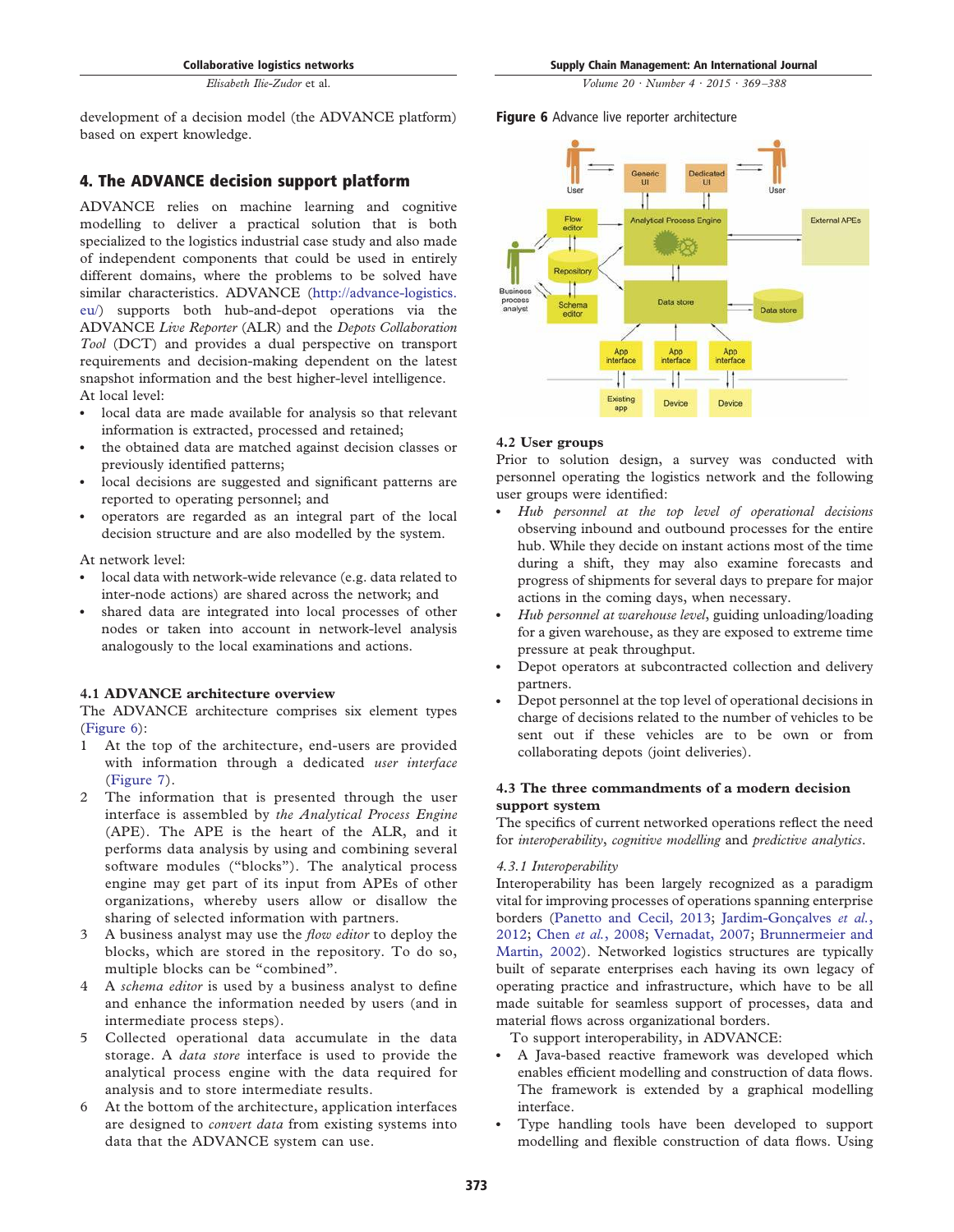development of a decision model (the ADVANCE platform) based on expert knowledge.

## 4. The ADVANCE decision support platform

ADVANCE relies on machine learning and cognitive modelling to deliver a practical solution that is both specialized to the logistics industrial case study and also made of independent components that could be used in entirely different domains, where the problems to be solved have similar characteristics. ADVANCE (http://advance-logistics.eu/) supports both hub-and-depot operations via the ADVANCE *Live Reporter* (ALR) and the *Depots Collaboration Tool* (DCT) and provides a dual perspective on transport requirements and decision-making dependent on the latest snapshot information and the best higher-level intelligence.

At local level:

- local data are made available for analysis so that relevant information is extracted, processed and retained;
- the obtained data are matched against decision classes or previously identified patterns;
- local decisions are suggested and significant patterns are reported to operating personnel; and
- operators are regarded as an integral part of the local decision structure and are also modelled by the system.

At network level:

- local data with network-wide relevance (e.g. data related to inter-node actions) are shared across the network; and
- shared data are integrated into local processes of other nodes or taken into account in network-level analysis analogously to the local examinations and actions.

### 4.1 ADVANCE architecture overview

The ADVANCE architecture comprises six element types (Figure 6):

1. At the top of the architecture, end-users are provided with information through a dedicated *user interface* (Figure 7).
2. The information that is presented through the user interface is assembled by *the Analytical Process Engine* (APE). The APE is the heart of the ALR, and it performs data analysis by using and combining several software modules ("blocks"). The analytical process engine may get part of its input from APEs of other organizations, whereby users allow or disallow the sharing of selected information with partners.
3. A business analyst may use the *flow editor* to deploy the blocks, which are stored in the repository. To do so, multiple blocks can be "combined".
4. A *schema editor* is used by a business analyst to define and enhance the information needed by users (and in intermediate process steps).
5. Collected operational data accumulate in the data storage. A *data store* interface is used to provide the analytical process engine with the data required for analysis and to store intermediate results.
6. At the bottom of the architecture, application interfaces are designed to *convert data* from existing systems into data that the ADVANCE system can use.

**Figure 6** Advance live reporter architecture

### 4.2 User groups

Prior to solution design, a survey was conducted with personnel operating the logistics network and the following user groups were identified:

- *Hub personnel at the top level of operational decisions* observing inbound and outbound processes for the entire hub. While they decide on instant actions most of the time during a shift, they may also examine forecasts and progress of shipments for several days to prepare for major actions in the coming days, when necessary.
- *Hub personnel at warehouse level*, guiding unloading/loading for a given warehouse, as they are exposed to extreme time pressure at peak throughput.
- Depot operators at subcontracted collection and delivery partners.
- Depot personnel at the top level of operational decisions in charge of decisions related to the number of vehicles to be sent out if these vehicles are to be own or from collaborating depots (joint deliveries).

### 4.3 The three commandments of a modern decision support system

The specifics of current networked operations reflect the need for *interoperability*, *cognitive modelling* and *predictive analytics*.

#### *4.3.1 Interoperability*

Interoperability has been largely recognized as a paradigm vital for improving processes of operations spanning enterprise borders (Panetto and Cecil, 2013; Jardim-Gonçalves *et al.*, 2012; Chen *et al.*, 2008; Vernadat, 2007; Brunnermeier and Martin, 2002). Networked logistics structures are typically built of separate enterprises each having its own legacy of operating practice and infrastructure, which have to be all made suitable for seamless support of processes, data and material flows across organizational borders.

To support interoperability, in ADVANCE:

- A Java-based reactive framework was developed which enables efficient modelling and construction of data flows. The framework is extended by a graphical modelling interface.
- Type handling tools have been developed to support modelling and flexible construction of data flows. Using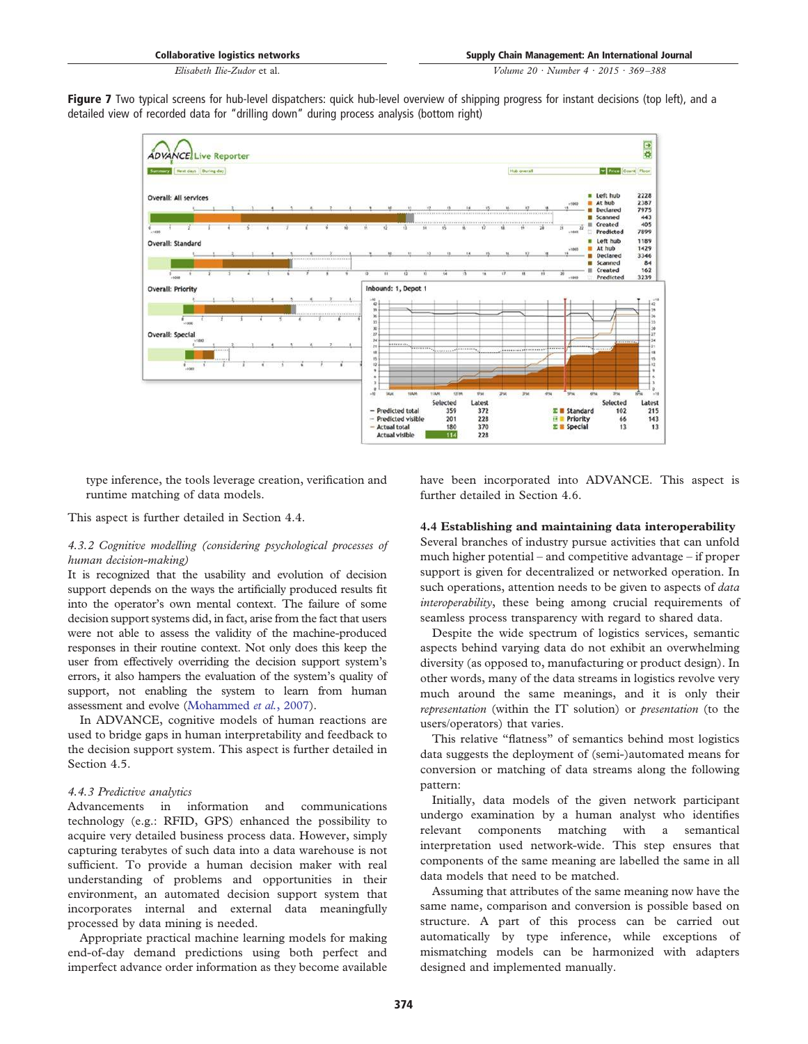**Figure 7** Two typical screens for hub-level dispatchers: quick hub-level overview of shipping progress for instant decisions (top left), and a detailed view of recorded data for "drilling down" during process analysis (bottom right)

type inference, the tools leverage creation, verification and runtime matching of data models.

This aspect is further detailed in Section 4.4.

*4.3.2 Cognitive modelling (considering psychological processes of human decision-making)*

It is recognized that the usability and evolution of decision support depends on the ways the artificially produced results fit into the operator's own mental context. The failure of some decision support systems did, in fact, arise from the fact that users were not able to assess the validity of the machine-produced responses in their routine context. Not only does this keep the user from effectively overriding the decision support system's errors, it also hampers the evaluation of the system's quality of support, not enabling the system to learn from human assessment and evolve (Mohammed *et al.*, 2007).

In ADVANCE, cognitive models of human reactions are used to bridge gaps in human interpretability and feedback to the decision support system. This aspect is further detailed in Section 4.5.

*4.4.3 Predictive analytics*

Advancements in information and communications technology (e.g.: RFID, GPS) enhanced the possibility to acquire very detailed business process data. However, simply capturing terabytes of such data into a data warehouse is not sufficient. To provide a human decision maker with real understanding of problems and opportunities in their environment, an automated decision support system that incorporates internal and external data meaningfully processed by data mining is needed.

Appropriate practical machine learning models for making end-of-day demand predictions using both perfect and imperfect advance order information as they become available have been incorporated into ADVANCE. This aspect is further detailed in Section 4.6.

### 4.4 Establishing and maintaining data interoperability

Several branches of industry pursue activities that can unfold much higher potential – and competitive advantage – if proper support is given for decentralized or networked operation. In such operations, attention needs to be given to aspects of *data interoperability*, these being among crucial requirements of seamless process transparency with regard to shared data.

Despite the wide spectrum of logistics services, semantic aspects behind varying data do not exhibit an overwhelming diversity (as opposed to, manufacturing or product design). In other words, many of the data streams in logistics revolve very much around the same meanings, and it is only their *representation* (within the IT solution) or *presentation* (to the users/operators) that varies.

This relative "flatness" of semantics behind most logistics data suggests the deployment of (semi-)automated means for conversion or matching of data streams along the following pattern:

Initially, data models of the given network participant undergo examination by a human analyst who identifies relevant components matching with a semantical interpretation used network-wide. This step ensures that components of the same meaning are labelled the same in all data models that need to be matched.

Assuming that attributes of the same meaning now have the same name, comparison and conversion is possible based on structure. A part of this process can be carried out automatically by type inference, while exceptions of mismatching models can be harmonized with adapters designed and implemented manually.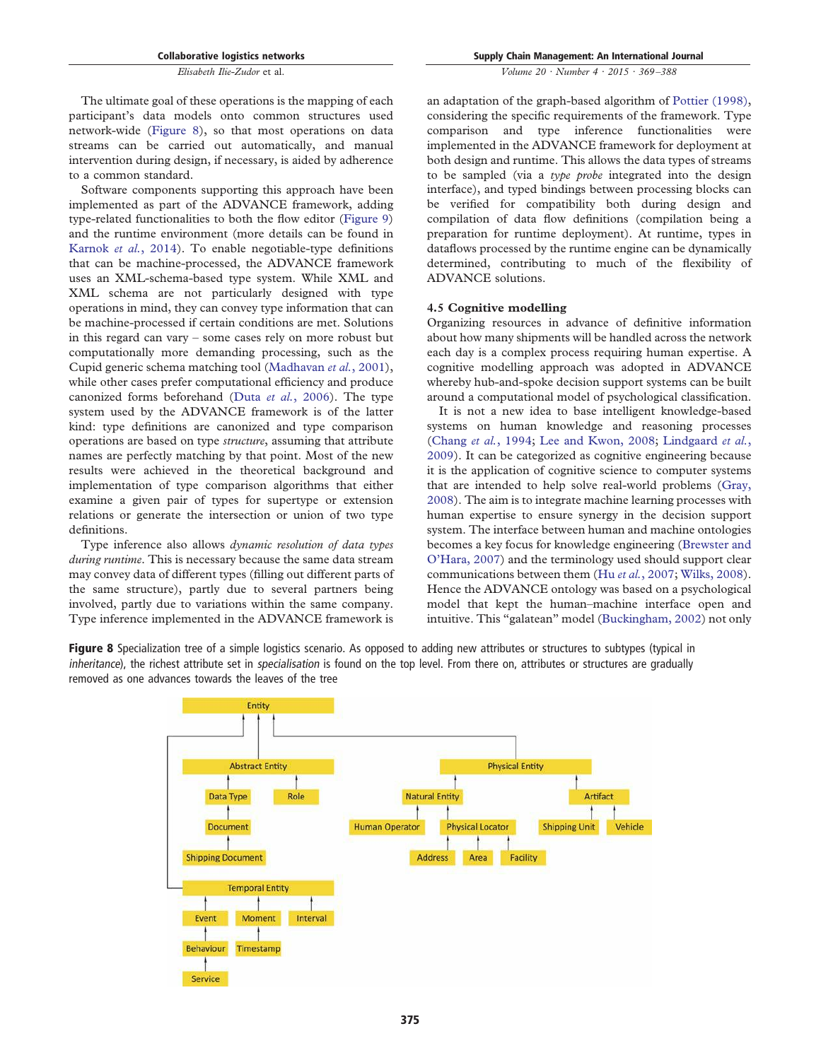The ultimate goal of these operations is the mapping of each participant's data models onto common structures used network-wide (Figure 8), so that most operations on data streams can be carried out automatically, and manual intervention during design, if necessary, is aided by adherence to a common standard.

Software components supporting this approach have been implemented as part of the ADVANCE framework, adding type-related functionalities to both the flow editor (Figure 9) and the runtime environment (more details can be found in Karnok *et al.*, 2014). To enable negotiable-type definitions that can be machine-processed, the ADVANCE framework uses an XML-schema-based type system. While XML and XML schema are not particularly designed with type operations in mind, they can convey type information that can be machine-processed if certain conditions are met. Solutions in this regard can vary – some cases rely on more robust but computationally more demanding processing, such as the Cupid generic schema matching tool (Madhavan *et al.*, 2001), while other cases prefer computational efficiency and produce canonized forms beforehand (Duta *et al.*, 2006). The type system used by the ADVANCE framework is of the latter kind: type definitions are canonized and type comparison operations are based on type *structure*, assuming that attribute names are perfectly matching by that point. Most of the new results were achieved in the theoretical background and implementation of type comparison algorithms that either examine a given pair of types for supertype or extension relations or generate the intersection or union of two type definitions.

Type inference also allows *dynamic resolution of data types during runtime*. This is necessary because the same data stream may convey data of different types (filling out different parts of the same structure), partly due to several partners being involved, partly due to variations within the same company. Type inference implemented in the ADVANCE framework is an adaptation of the graph-based algorithm of Pottier (1998), considering the specific requirements of the framework. Type comparison and type inference functionalities were implemented in the ADVANCE framework for deployment at both design and runtime. This allows the data types of streams to be sampled (via a *type probe* integrated into the design interface), and typed bindings between processing blocks can be verified for compatibility both during design and compilation of data flow definitions (compilation being a preparation for runtime deployment). At runtime, types in dataflows processed by the runtime engine can be dynamically determined, contributing to much of the flexibility of ADVANCE solutions.

### 4.5 Cognitive modelling

Organizing resources in advance of definitive information about how many shipments will be handled across the network each day is a complex process requiring human expertise. A cognitive modelling approach was adopted in ADVANCE whereby hub-and-spoke decision support systems can be built around a computational model of psychological classification.

It is not a new idea to base intelligent knowledge-based systems on human knowledge and reasoning processes (Chang *et al.*, 1994; Lee and Kwon, 2008; Lindgaard *et al.*, 2009). It can be categorized as cognitive engineering because it is the application of cognitive science to computer systems that are intended to help solve real-world problems (Gray, 2008). The aim is to integrate machine learning processes with human expertise to ensure synergy in the decision support system. The interface between human and machine ontologies becomes a key focus for knowledge engineering (Brewster and O'Hara, 2007) and the terminology used should support clear communications between them (Hu *et al.*, 2007; Wilks, 2008). Hence the ADVANCE ontology was based on a psychological model that kept the human–machine interface open and intuitive. This "galatean" model (Buckingham, 2002) not only

**Figure 8** Specialization tree of a simple logistics scenario. As opposed to adding new attributes or structures to subtypes (typical in *inheritance*), the richest attribute set in *specialisation* is found on the top level. From there on, attributes or structures are gradually removed as one advances towards the leaves of the tree

Entity
Abstract Entity
Data Type
Role
Document
Shipping Document
Temporal Entity
Event
Moment
Interval
Behaviour
Timestamp
Service
Physical Entity
Natural Entity
Artifact
Human Operator
Physical Locator
Shipping Unit
Vehicle
Address
Area
Facility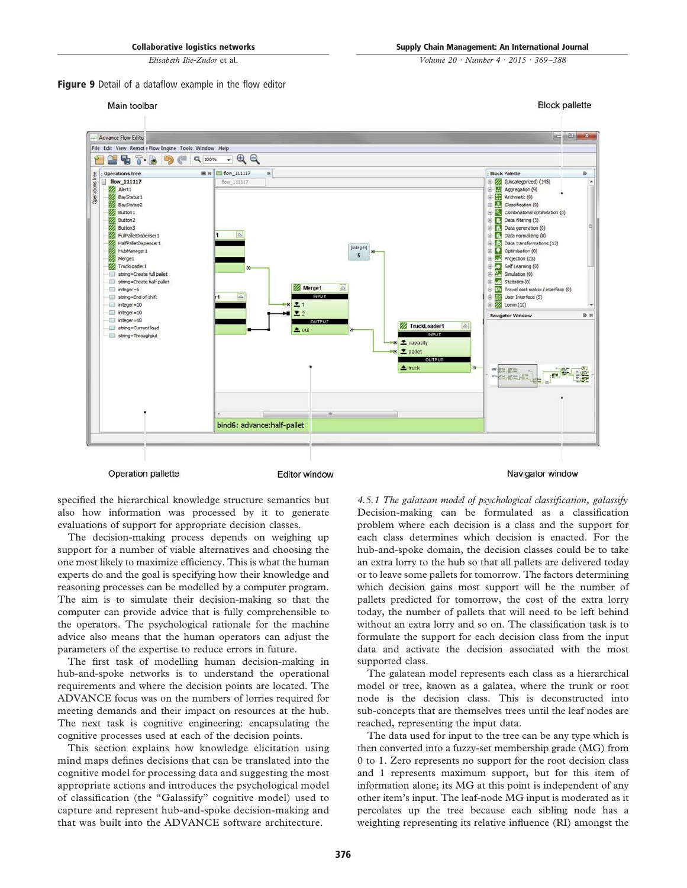**Figure 9** Detail of a dataflow example in the flow editor

specified the hierarchical knowledge structure semantics but also how information was processed by it to generate evaluations of support for appropriate decision classes.

The decision-making process depends on weighing up support for a number of viable alternatives and choosing the one most likely to maximize efficiency. This is what the human experts do and the goal is specifying how their knowledge and reasoning processes can be modelled by a computer program. The aim is to simulate their decision-making so that the computer can provide advice that is fully comprehensible to the operators. The psychological rationale for the machine advice also means that the human operators can adjust the parameters of the expertise to reduce errors in future.

The first task of modelling human decision-making in hub-and-spoke networks is to understand the operational requirements and where the decision points are located. The ADVANCE focus was on the numbers of lorries required for meeting demands and their impact on resources at the hub. The next task is cognitive engineering: encapsulating the cognitive processes used at each of the decision points.

This section explains how knowledge elicitation using mind maps defines decisions that can be translated into the cognitive model for processing data and suggesting the most appropriate actions and introduces the psychological model of classification (the "Galassify" cognitive model) used to capture and represent hub-and-spoke decision-making and that was built into the ADVANCE software architecture.

#### 4.5.1 *The galatean model of psychological classification, galassify*

Decision-making can be formulated as a classification problem where each decision is a class and the support for each class determines which decision is enacted. For the hub-and-spoke domain, the decision classes could be to take an extra lorry to the hub so that all pallets are delivered today or to leave some pallets for tomorrow. The factors determining which decision gains most support will be the number of pallets predicted for tomorrow, the cost of the extra lorry today, the number of pallets that will need to be left behind without an extra lorry and so on. The classification task is to formulate the support for each decision class from the input data and activate the decision associated with the most supported class.

The galatean model represents each class as a hierarchical model or tree, known as a galatea, where the trunk or root node is the decision class. This is deconstructed into sub-concepts that are themselves trees until the leaf nodes are reached, representing the input data.

The data used for input to the tree can be any type which is then converted into a fuzzy-set membership grade (MG) from 0 to 1. Zero represents no support for the root decision class and 1 represents maximum support, but for this item of information alone; its MG at this point is independent of any other item's input. The leaf-node MG input is moderated as it percolates up the tree because each sibling node has a weighting representing its relative influence (RI) amongst the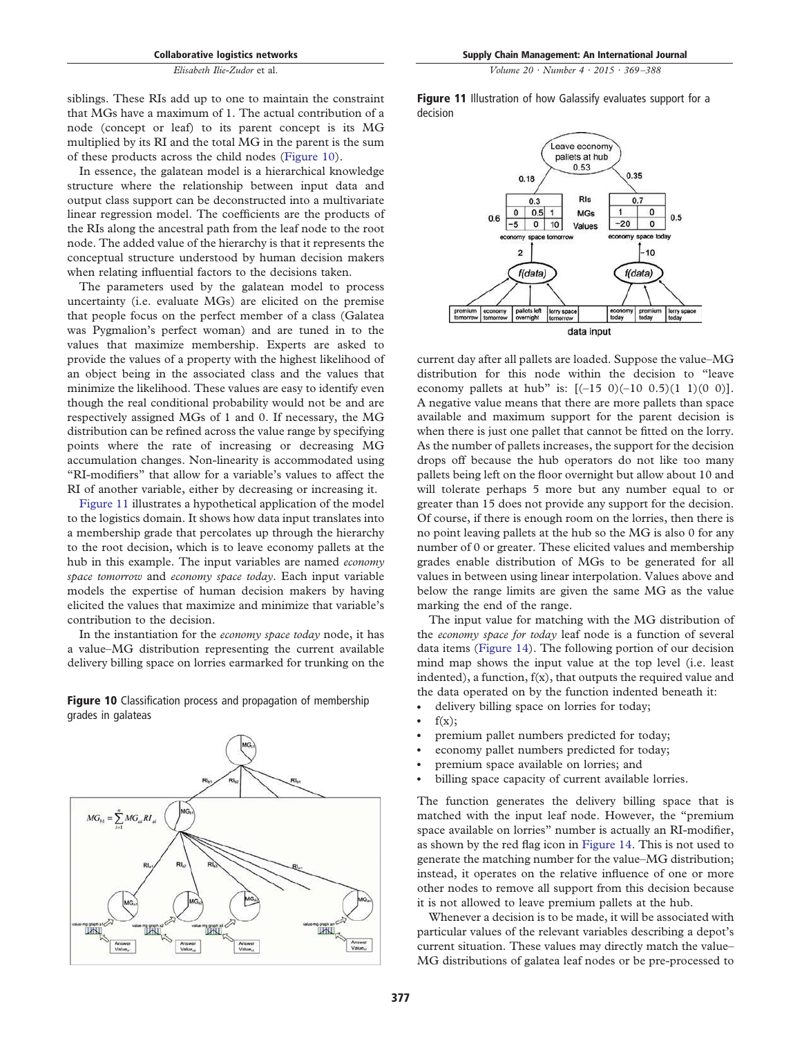siblings. These RIs add up to one to maintain the constraint that MGs have a maximum of 1. The actual contribution of a node (concept or leaf) to its parent concept is its MG multiplied by its RI and the total MG in the parent is the sum of these products across the child nodes (Figure 10).

In essence, the galatean model is a hierarchical knowledge structure where the relationship between input data and output class support can be deconstructed into a multivariate linear regression model. The coefficients are the products of the RIs along the ancestral path from the leaf node to the root node. The added value of the hierarchy is that it represents the conceptual structure understood by human decision makers when relating influential factors to the decisions taken.

The parameters used by the galatean model to process uncertainty (i.e. evaluate MGs) are elicited on the premise that people focus on the perfect member of a class (Galatea was Pygmalion's perfect woman) and are tuned in to the values that maximize membership. Experts are asked to provide the values of a property with the highest likelihood of an object being in the associated class and the values that minimize the likelihood. These values are easy to identify even though the real conditional probability would not be and are respectively assigned MGs of 1 and 0. If necessary, the MG distribution can be refined across the value range by specifying points where the rate of increasing or decreasing MG accumulation changes. Non-linearity is accommodated using "RI-modifiers" that allow for a variable's values to affect the RI of another variable, either by decreasing or increasing it.

Figure 11 illustrates a hypothetical application of the model to the logistics domain. It shows how data input translates into a membership grade that percolates up through the hierarchy to the root decision, which is to leave economy pallets at the hub in this example. The input variables are named *economy space tomorrow* and *economy space today*. Each input variable models the expertise of human decision makers by having elicited the values that maximize and minimize that variable's contribution to the decision.

In the instantiation for the *economy space today* node, it has a value–MG distribution representing the current available delivery billing space on lorries earmarked for trunking on the current day after all pallets are loaded. Suppose the value–MG distribution for this node within the decision to "leave economy pallets at hub" is: [(–15 0)(–10 0.5)(1 1)(0 0)]. A negative value means that there are more pallets than space available and maximum support for the parent decision is when there is just one pallet that cannot be fitted on the lorry. As the number of pallets increases, the support for the decision drops off because the hub operators do not like too many pallets being left on the floor overnight but allow about 10 and will tolerate perhaps 5 more but any number equal to or greater than 15 does not provide any support for the decision. Of course, if there is enough room on the lorries, then there is no point leaving pallets at the hub so the MG is also 0 for any number of 0 or greater. These elicited values and membership grades enable distribution of MGs to be generated for all values in between using linear interpolation. Values above and below the range limits are given the same MG as the value marking the end of the range.

The input value for matching with the MG distribution of the *economy space for today* leaf node is a function of several data items (Figure 14). The following portion of our decision mind map shows the input value at the top level (i.e. least indented), a function, f(x), that outputs the required value and the data operated on by the function indented beneath it:

- delivery billing space on lorries for today;
- f(x);
- premium pallet numbers predicted for today;
- economy pallet numbers predicted for today;
- premium space available on lorries; and
- billing space capacity of current available lorries.

The function generates the delivery billing space that is matched with the input leaf node. However, the "premium space available on lorries" number is actually an RI-modifier, as shown by the red flag icon in Figure 14. This is not used to generate the matching number for the value–MG distribution; instead, it operates on the relative influence of one or more other nodes to remove all support from this decision because it is not allowed to leave premium pallets at the hub.

Whenever a decision is to be made, it will be associated with particular values of the relevant variables describing a depot's current situation. These values may directly match the value–MG distributions of galatea leaf nodes or be pre-processed to

**Figure 10** Classification process and propagation of membership grades in galateas

$MG_{b1} = \sum_{i=1}^{n} MG_{ai} RI_{ai}$

**Figure 11** Illustration of how Galassify evaluates support for a decision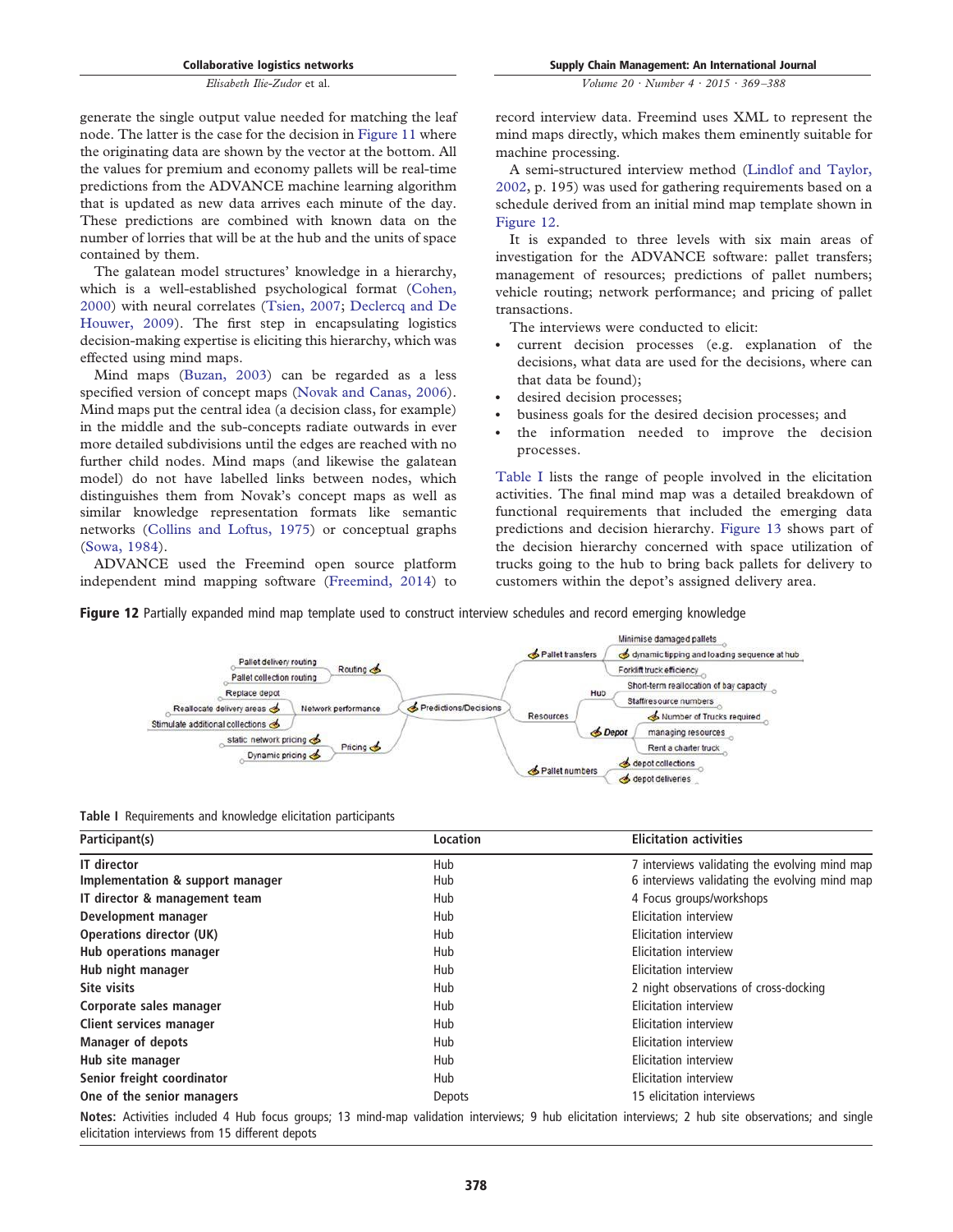generate the single output value needed for matching the leaf node. The latter is the case for the decision in Figure 11 where the originating data are shown by the vector at the bottom. All the values for premium and economy pallets will be real-time predictions from the ADVANCE machine learning algorithm that is updated as new data arrives each minute of the day. These predictions are combined with known data on the number of lorries that will be at the hub and the units of space contained by them.

The galatean model structures' knowledge in a hierarchy, which is a well-established psychological format (Cohen, 2000) with neural correlates (Tsien, 2007; Declercq and De Houwer, 2009). The first step in encapsulating logistics decision-making expertise is eliciting this hierarchy, which was effected using mind maps.

Mind maps (Buzan, 2003) can be regarded as a less specified version of concept maps (Novak and Canas, 2006). Mind maps put the central idea (a decision class, for example) in the middle and the sub-concepts radiate outwards in ever more detailed subdivisions until the edges are reached with no further child nodes. Mind maps (and likewise the galatean model) do not have labelled links between nodes, which distinguishes them from Novak's concept maps as well as similar knowledge representation formats like semantic networks (Collins and Loftus, 1975) or conceptual graphs (Sowa, 1984).

ADVANCE used the Freemind open source platform independent mind mapping software (Freemind, 2014) to record interview data. Freemind uses XML to represent the mind maps directly, which makes them eminently suitable for machine processing.

A semi-structured interview method (Lindlof and Taylor, 2002, p. 195) was used for gathering requirements based on a schedule derived from an initial mind map template shown in Figure 12.

It is expanded to three levels with six main areas of investigation for the ADVANCE software: pallet transfers; management of resources; predictions of pallet numbers; vehicle routing; network performance; and pricing of pallet transactions.

The interviews were conducted to elicit:

- current decision processes (e.g. explanation of the decisions, what data are used for the decisions, where can that data be found);
- desired decision processes;
- business goals for the desired decision processes; and
- the information needed to improve the decision processes.

Table I lists the range of people involved in the elicitation activities. The final mind map was a detailed breakdown of functional requirements that included the emerging data predictions and decision hierarchy. Figure 13 shows part of the decision hierarchy concerned with space utilization of trucks going to the hub to bring back pallets for delivery to customers within the depot's assigned delivery area.

**Figure 12** Partially expanded mind map template used to construct interview schedules and record emerging knowledge

**Table I** Requirements and knowledge elicitation participants

| Participant(s) | Location | Elicitation activities |
|---|---|---|
| **IT director** | Hub | 7 interviews validating the evolving mind map |
| **Implementation & support manager** | Hub | 6 interviews validating the evolving mind map |
| **IT director & management team** | Hub | 4 Focus groups/workshops |
| **Development manager** | Hub | Elicitation interview |
| **Operations director (UK)** | Hub | Elicitation interview |
| **Hub operations manager** | Hub | Elicitation interview |
| **Hub night manager** | Hub | Elicitation interview |
| **Site visits** | Hub | 2 night observations of cross-docking |
| **Corporate sales manager** | Hub | Elicitation interview |
| **Client services manager** | Hub | Elicitation interview |
| **Manager of depots** | Hub | Elicitation interview |
| **Hub site manager** | Hub | Elicitation interview |
| **Senior freight coordinator** | Hub | Elicitation interview |
| **One of the senior managers** | Depots | 15 elicitation interviews |

**Notes:** Activities included 4 Hub focus groups; 13 mind-map validation interviews; 9 hub elicitation interviews; 2 hub site observations; and single elicitation interviews from 15 different depots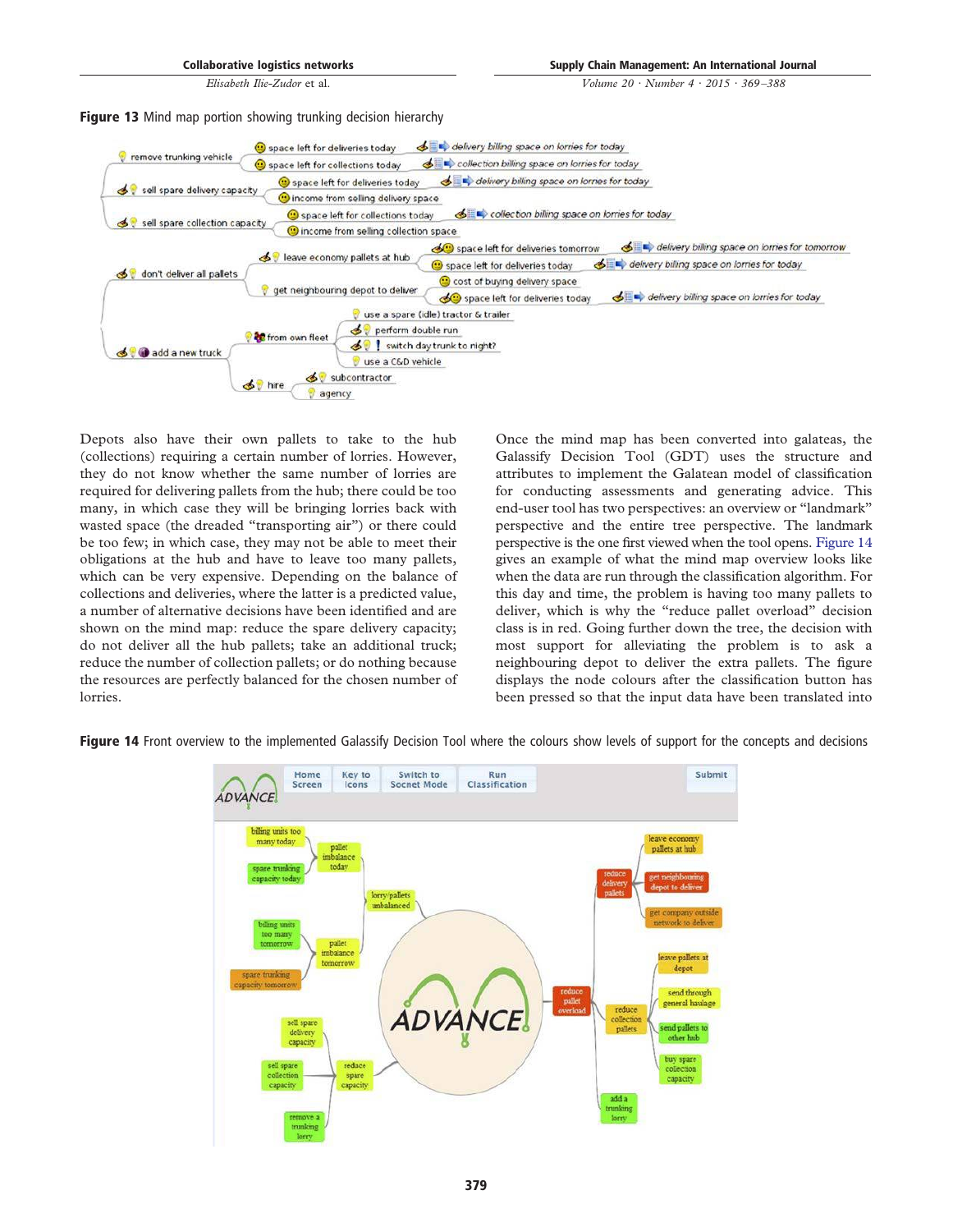**Figure 13** Mind map portion showing trunking decision hierarchy

Depots also have their own pallets to take to the hub (collections) requiring a certain number of lorries. However, they do not know whether the same number of lorries are required for delivering pallets from the hub; there could be too many, in which case they will be bringing lorries back with wasted space (the dreaded "transporting air") or there could be too few; in which case, they may not be able to meet their obligations at the hub and have to leave too many pallets, which can be very expensive. Depending on the balance of collections and deliveries, where the latter is a predicted value, a number of alternative decisions have been identified and are shown on the mind map: reduce the spare delivery capacity; do not deliver all the hub pallets; take an additional truck; reduce the number of collection pallets; or do nothing because the resources are perfectly balanced for the chosen number of lorries.

Once the mind map has been converted into galateas, the Galassify Decision Tool (GDT) uses the structure and attributes to implement the Galatean model of classification for conducting assessments and generating advice. This end-user tool has two perspectives: an overview or "landmark" perspective and the entire tree perspective. The landmark perspective is the one first viewed when the tool opens. Figure 14 gives an example of what the mind map overview looks like when the data are run through the classification algorithm. For this day and time, the problem is having too many pallets to deliver, which is why the "reduce pallet overload" decision class is in red. Going further down the tree, the decision with most support for alleviating the problem is to ask a neighbouring depot to deliver the extra pallets. The figure displays the node colours after the classification button has been pressed so that the input data have been translated into

**Figure 14** Front overview to the implemented Galassify Decision Tool where the colours show levels of support for the concepts and decisions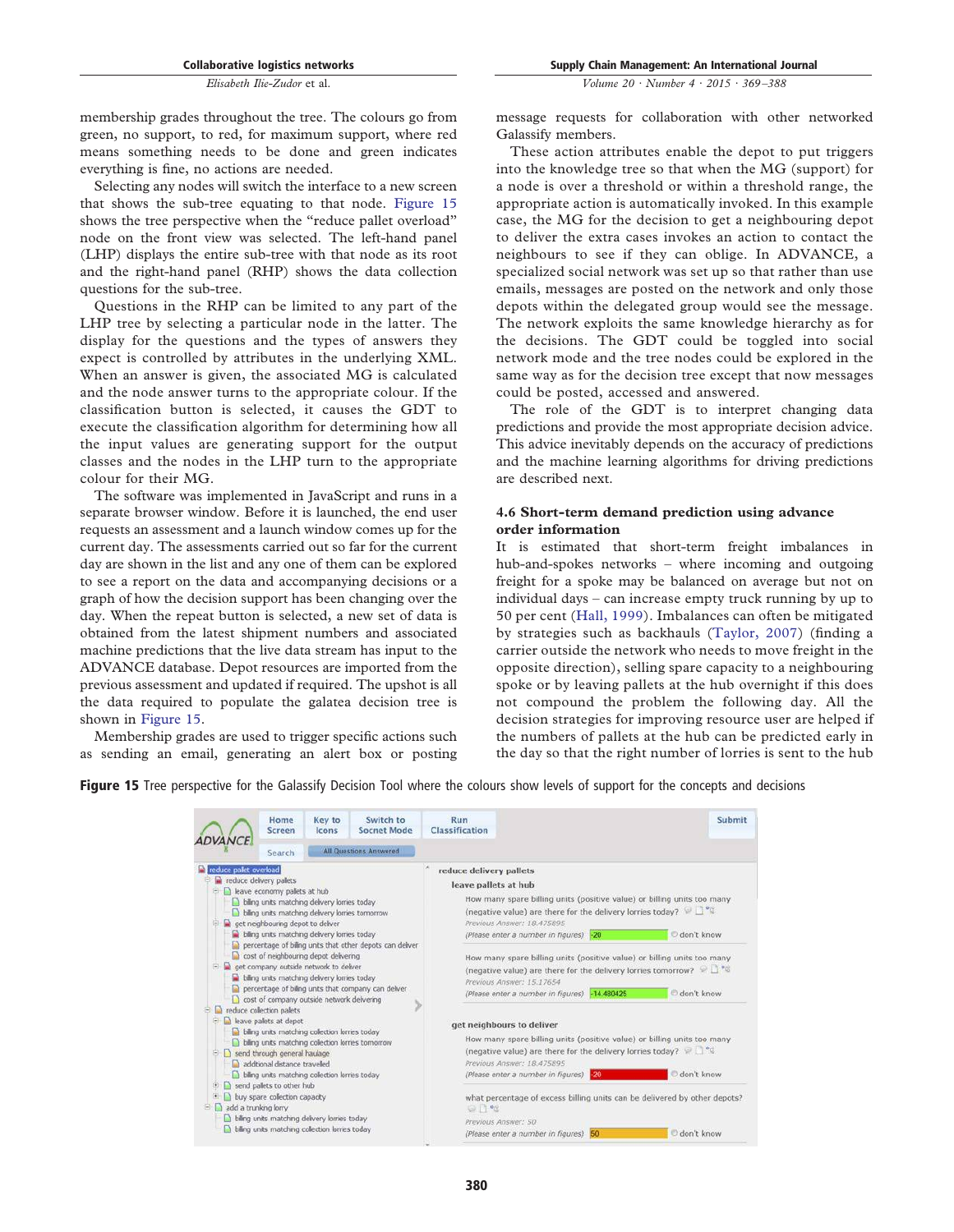membership grades throughout the tree. The colours go from green, no support, to red, for maximum support, where red means something needs to be done and green indicates everything is fine, no actions are needed.

Selecting any nodes will switch the interface to a new screen that shows the sub-tree equating to that node. Figure 15 shows the tree perspective when the "reduce pallet overload" node on the front view was selected. The left-hand panel (LHP) displays the entire sub-tree with that node as its root and the right-hand panel (RHP) shows the data collection questions for the sub-tree.

Questions in the RHP can be limited to any part of the LHP tree by selecting a particular node in the latter. The display for the questions and the types of answers they expect is controlled by attributes in the underlying XML. When an answer is given, the associated MG is calculated and the node answer turns to the appropriate colour. If the classification button is selected, it causes the GDT to execute the classification algorithm for determining how all the input values are generating support for the output classes and the nodes in the LHP turn to the appropriate colour for their MG.

The software was implemented in JavaScript and runs in a separate browser window. Before it is launched, the end user requests an assessment and a launch window comes up for the current day. The assessments carried out so far for the current day are shown in the list and any one of them can be explored to see a report on the data and accompanying decisions or a graph of how the decision support has been changing over the day. When the repeat button is selected, a new set of data is obtained from the latest shipment numbers and associated machine predictions that the live data stream has input to the ADVANCE database. Depot resources are imported from the previous assessment and updated if required. The upshot is all the data required to populate the galatea decision tree is shown in Figure 15.

Membership grades are used to trigger specific actions such as sending an email, generating an alert box or posting message requests for collaboration with other networked Galassify members.

These action attributes enable the depot to put triggers into the knowledge tree so that when the MG (support) for a node is over a threshold or within a threshold range, the appropriate action is automatically invoked. In this example case, the MG for the decision to get a neighbouring depot to deliver the extra cases invokes an action to contact the neighbours to see if they can oblige. In ADVANCE, a specialized social network was set up so that rather than use emails, messages are posted on the network and only those depots within the delegated group would see the message. The network exploits the same knowledge hierarchy as for the decisions. The GDT could be toggled into social network mode and the tree nodes could be explored in the same way as for the decision tree except that now messages could be posted, accessed and answered.

The role of the GDT is to interpret changing data predictions and provide the most appropriate decision advice. This advice inevitably depends on the accuracy of predictions and the machine learning algorithms for driving predictions are described next.

### 4.6 Short-term demand prediction using advance order information

It is estimated that short-term freight imbalances in hub-and-spokes networks – where incoming and outgoing freight for a spoke may be balanced on average but not on individual days – can increase empty truck running by up to 50 per cent (Hall, 1999). Imbalances can often be mitigated by strategies such as backhauls (Taylor, 2007) (finding a carrier outside the network who needs to move freight in the opposite direction), selling spare capacity to a neighbouring spoke or by leaving pallets at the hub overnight if this does not compound the problem the following day. All the decision strategies for improving resource user are helped if the numbers of pallets at the hub can be predicted early in the day so that the right number of lorries is sent to the hub

**Figure 15** Tree perspective for the Galassify Decision Tool where the colours show levels of support for the concepts and decisions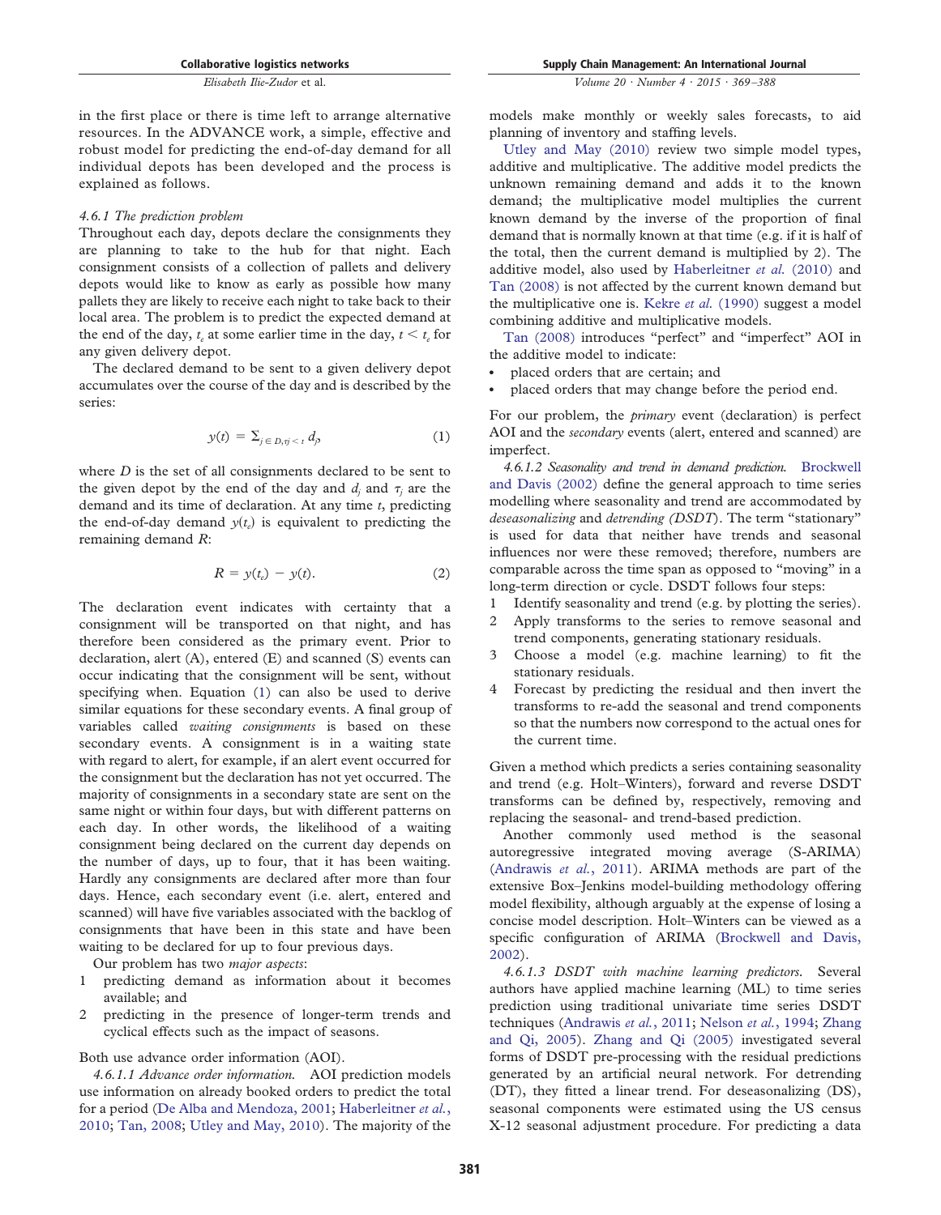in the first place or there is time left to arrange alternative resources. In the ADVANCE work, a simple, effective and robust model for predicting the end-of-day demand for all individual depots has been developed and the process is explained as follows.

*4.6.1 The prediction problem*

Throughout each day, depots declare the consignments they are planning to take to the hub for that night. Each consignment consists of a collection of pallets and delivery depots would like to know as early as possible how many pallets they are likely to receive each night to take back to their local area. The problem is to predict the expected demand at the end of the day, $t_e$ at some earlier time in the day, $t < t_e$ for any given delivery depot.

The declared demand to be sent to a given delivery depot accumulates over the course of the day and is described by the series:

$$y(t) = \Sigma_{j \in D, \tau_j < t} d_j, \tag{1}$$

where $D$ is the set of all consignments declared to be sent to the given depot by the end of the day and $d_j$ and $\tau_j$ are the demand and its time of declaration. At any time $t$, predicting the end-of-day demand $y(t_e)$ is equivalent to predicting the remaining demand $R$:

$$R = y(t_e) - y(t). \tag{2}$$

The declaration event indicates with certainty that a consignment will be transported on that night, and has therefore been considered as the primary event. Prior to declaration, alert (A), entered (E) and scanned (S) events can occur indicating that the consignment will be sent, without specifying when. Equation (1) can also be used to derive similar equations for these secondary events. A final group of variables called *waiting consignments* is based on these secondary events. A consignment is in a waiting state with regard to alert, for example, if an alert event occurred for the consignment but the declaration has not yet occurred. The majority of consignments in a secondary state are sent on the same night or within four days, but with different patterns on each day. In other words, the likelihood of a waiting consignment being declared on the current day depends on the number of days, up to four, that it has been waiting. Hardly any consignments are declared after more than four days. Hence, each secondary event (i.e. alert, entered and scanned) will have five variables associated with the backlog of consignments that have been in this state and have been waiting to be declared for up to four previous days.

Our problem has two *major aspects*:

1. predicting demand as information about it becomes available; and
2. predicting in the presence of longer-term trends and cyclical effects such as the impact of seasons.

Both use advance order information (AOI).

*4.6.1.1 Advance order information.* AOI prediction models use information on already booked orders to predict the total for a period (De Alba and Mendoza, 2001; Haberleitner *et al.*, 2010; Tan, 2008; Utley and May, 2010). The majority of the models make monthly or weekly sales forecasts, to aid planning of inventory and staffing levels.

Utley and May (2010) review two simple model types, additive and multiplicative. The additive model predicts the unknown remaining demand and adds it to the known demand; the multiplicative model multiplies the current known demand by the inverse of the proportion of final demand that is normally known at that time (e.g. if it is half of the total, then the current demand is multiplied by 2). The additive model, also used by Haberleitner *et al.* (2010) and Tan (2008) is not affected by the current known demand but the multiplicative one is. Kekre *et al.* (1990) suggest a model combining additive and multiplicative models.

Tan (2008) introduces "perfect" and "imperfect" AOI in the additive model to indicate:

- placed orders that are certain; and
- placed orders that may change before the period end.

For our problem, the *primary* event (declaration) is perfect AOI and the *secondary* events (alert, entered and scanned) are imperfect.

*4.6.1.2 Seasonality and trend in demand prediction.* Brockwell and Davis (2002) define the general approach to time series modelling where seasonality and trend are accommodated by *deseasonalizing* and *detrending (DSDT)*. The term "stationary" is used for data that neither have trends and seasonal influences nor were these removed; therefore, numbers are comparable across the time span as opposed to "moving" in a long-term direction or cycle. DSDT follows four steps:

1. Identify seasonality and trend (e.g. by plotting the series).
2. Apply transforms to the series to remove seasonal and trend components, generating stationary residuals.
3. Choose a model (e.g. machine learning) to fit the stationary residuals.
4. Forecast by predicting the residual and then invert the transforms to re-add the seasonal and trend components so that the numbers now correspond to the actual ones for the current time.

Given a method which predicts a series containing seasonality and trend (e.g. Holt–Winters), forward and reverse DSDT transforms can be defined by, respectively, removing and replacing the seasonal- and trend-based prediction.

Another commonly used method is the seasonal autoregressive integrated moving average (S-ARIMA) (Andrawis *et al.*, 2011). ARIMA methods are part of the extensive Box–Jenkins model-building methodology offering model flexibility, although arguably at the expense of losing a concise model description. Holt–Winters can be viewed as a specific configuration of ARIMA (Brockwell and Davis, 2002).

*4.6.1.3 DSDT with machine learning predictors.* Several authors have applied machine learning (ML) to time series prediction using traditional univariate time series DSDT techniques (Andrawis *et al.*, 2011; Nelson *et al.*, 1994; Zhang and Qi, 2005). Zhang and Qi (2005) investigated several forms of DSDT pre-processing with the residual predictions generated by an artificial neural network. For detrending (DT), they fitted a linear trend. For deseasonalizing (DS), seasonal components were estimated using the US census X-12 seasonal adjustment procedure. For predicting a data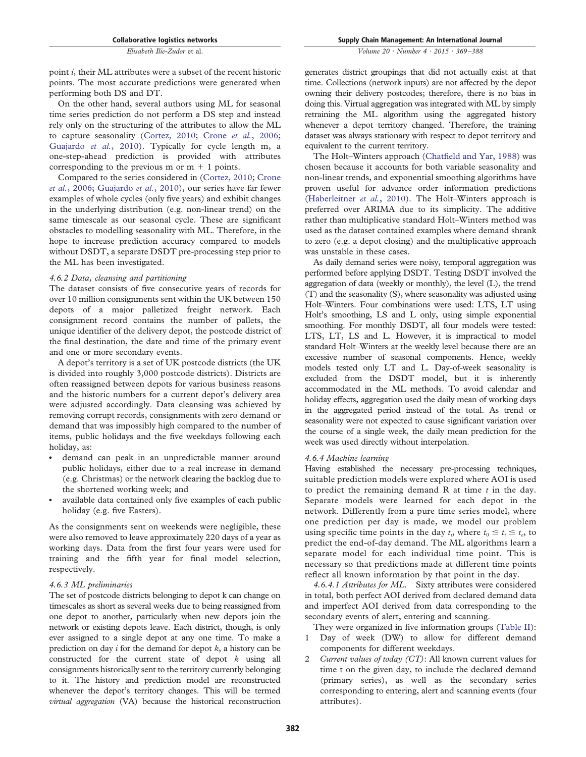point $i$, their ML attributes were a subset of the recent historic points. The most accurate predictions were generated when performing both DS and DT.

On the other hand, several authors using ML for seasonal time series prediction do not perform a DS step and instead rely only on the structuring of the attributes to allow the ML to capture seasonality (Cortez, 2010; Crone *et al.*, 2006; Guajardo *et al.*, 2010). Typically for cycle length m, a one-step-ahead prediction is provided with attributes corresponding to the previous m or m + 1 points.

Compared to the series considered in (Cortez, 2010; Crone *et al.*, 2006; Guajardo *et al.*, 2010), our series have far fewer examples of whole cycles (only five years) and exhibit changes in the underlying distribution (e.g. non-linear trend) on the same timescale as our seasonal cycle. These are significant obstacles to modelling seasonality with ML. Therefore, in the hope to increase prediction accuracy compared to models without DSDT, a separate DSDT pre-processing step prior to the ML has been investigated.

#### *4.6.2 Data, cleansing and partitioning*

The dataset consists of five consecutive years of records for over 10 million consignments sent within the UK between 150 depots of a major palletized freight network. Each consignment record contains the number of pallets, the unique identifier of the delivery depot, the postcode district of the final destination, the date and time of the primary event and one or more secondary events.

A depot's territory is a set of UK postcode districts (the UK is divided into roughly 3,000 postcode districts). Districts are often reassigned between depots for various business reasons and the historic numbers for a current depot's delivery area were adjusted accordingly. Data cleansing was achieved by removing corrupt records, consignments with zero demand or demand that was impossibly high compared to the number of items, public holidays and the five weekdays following each holiday, as:

- demand can peak in an unpredictable manner around public holidays, either due to a real increase in demand (e.g. Christmas) or the network clearing the backlog due to the shortened working week; and
- available data contained only five examples of each public holiday (e.g. five Easters).

As the consignments sent on weekends were negligible, these were also removed to leave approximately 220 days of a year as working days. Data from the first four years were used for training and the fifth year for final model selection, respectively.

#### *4.6.3 ML preliminaries*

The set of postcode districts belonging to depot k can change on timescales as short as several weeks due to being reassigned from one depot to another, particularly when new depots join the network or existing depots leave. Each district, though, is only ever assigned to a single depot at any one time. To make a prediction on day $i$ for the demand for depot $k$, a history can be constructed for the current state of depot $k$ using all consignments historically sent to the territory currently belonging to it. The history and prediction model are reconstructed whenever the depot's territory changes. This will be termed *virtual aggregation* (VA) because the historical reconstruction generates district groupings that did not actually exist at that time. Collections (network inputs) are not affected by the depot owning their delivery postcodes; therefore, there is no bias in doing this. Virtual aggregation was integrated with ML by simply retraining the ML algorithm using the aggregated history whenever a depot territory changed. Therefore, the training dataset was always stationary with respect to depot territory and equivalent to the current territory.

The Holt–Winters approach (Chatfield and Yar, 1988) was chosen because it accounts for both variable seasonality and non-linear trends, and exponential smoothing algorithms have proven useful for advance order information predictions (Haberleitner *et al.*, 2010). The Holt–Winters approach is preferred over ARIMA due to its simplicity. The additive rather than multiplicative standard Holt–Winters method was used as the dataset contained examples where demand shrank to zero (e.g. a depot closing) and the multiplicative approach was unstable in these cases.

As daily demand series were noisy, temporal aggregation was performed before applying DSDT. Testing DSDT involved the aggregation of data (weekly or monthly), the level (L), the trend (T) and the seasonality (S), where seasonality was adjusted using Holt–Winters. Four combinations were used: LTS, LT using Holt's smoothing, LS and L only, using simple exponential smoothing. For monthly DSDT, all four models were tested: LTS, LT, LS and L. However, it is impractical to model standard Holt–Winters at the weekly level because there are an excessive number of seasonal components. Hence, weekly models tested only LT and L. Day-of-week seasonality is excluded from the DSDT model, but it is inherently accommodated in the ML methods. To avoid calendar and holiday effects, aggregation used the daily mean of working days in the aggregated period instead of the total. As trend or seasonality were not expected to cause significant variation over the course of a single week, the daily mean prediction for the week was used directly without interpolation.

#### *4.6.4 Machine learning*

Having established the necessary pre-processing techniques, suitable prediction models were explored where AOI is used to predict the remaining demand R at time $t$ in the day. Separate models were learned for each depot in the network. Differently from a pure time series model, where one prediction per day is made, we model our problem using specific time points in the day $t_i$, where $t_0 \leq t_i \leq t_e$, to predict the end-of-day demand. The ML algorithms learn a separate model for each individual time point. This is necessary so that predictions made at different time points reflect all known information by that point in the day.

*4.6.4.1 Attributes for ML.* Sixty attributes were considered in total, both perfect AOI derived from declared demand data and imperfect AOI derived from data corresponding to the secondary events of alert, entering and scanning.

They were organized in five information groups (Table II):

1. Day of week (DW) to allow for different demand components for different weekdays.
2. *Current values of today (CT)*: All known current values for time t on the given day, to include the declared demand (primary series), as well as the secondary series corresponding to entering, alert and scanning events (four attributes).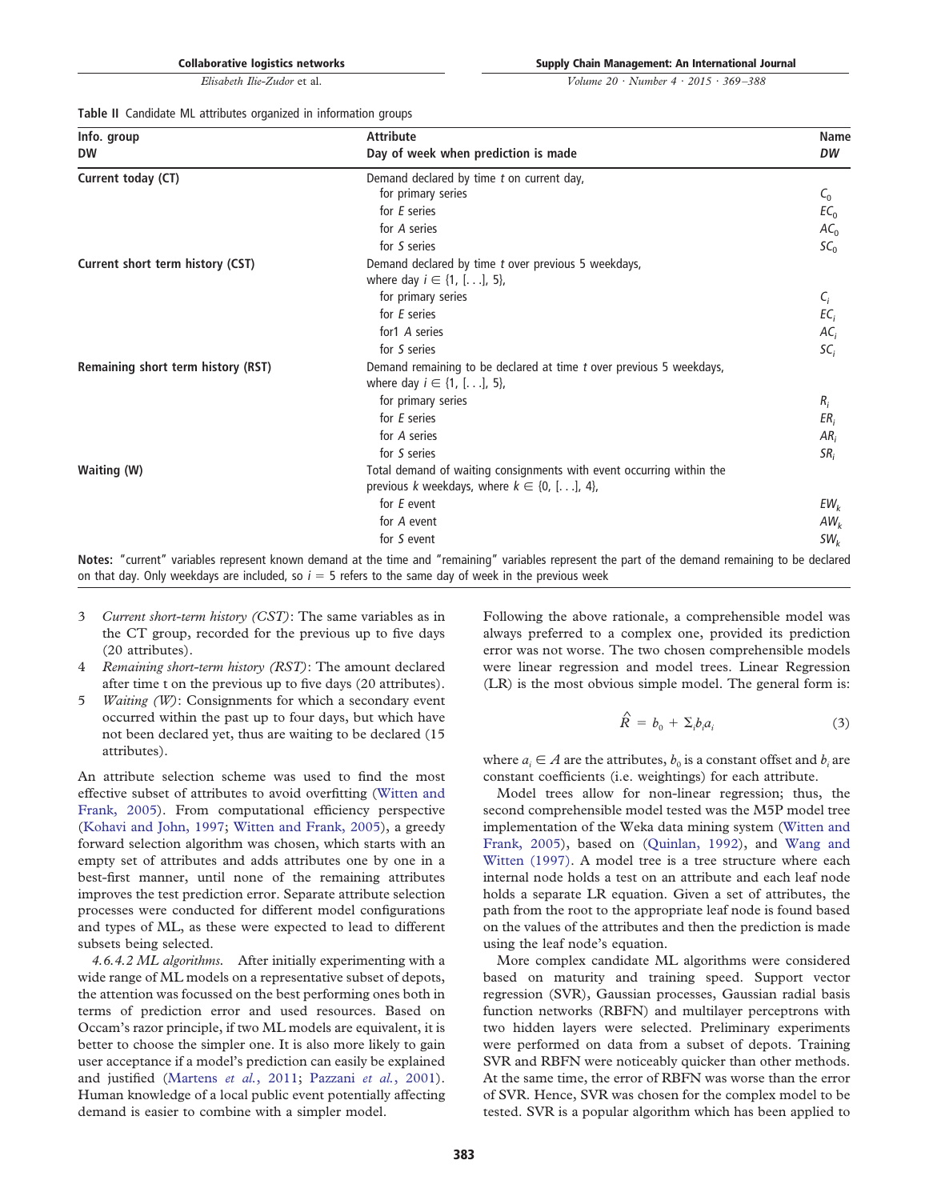**Table II** Candidate ML attributes organized in information groups

| Info. group | Attribute | Name |
|---|---|---|
| **DW** | **Day of week when prediction is made** | ***DW*** |
| **Current today (CT)** | Demand declared by time *t* on current day, | |
| | for primary series | $C_0$ |
| | for *E* series | $EC_0$ |
| | for *A* series | $AC_0$ |
| | for *S* series | $SC_0$ |
| **Current short term history (CST)** | Demand declared by time *t* over previous 5 weekdays, where day $i \in \{1, [\ldots], 5\}$, | |
| | for primary series | $C_i$ |
| | for *E* series | $EC_i$ |
| | for1 *A* series | $AC_i$ |
| | for *S* series | $SC_i$ |
| **Remaining short term history (RST)** | Demand remaining to be declared at time *t* over previous 5 weekdays, where day $i \in \{1, [\ldots], 5\}$, | |
| | for primary series | $R_i$ |
| | for *E* series | $ER_i$ |
| | for *A* series | $AR_i$ |
| | for *S* series | $SR_i$ |
| **Waiting (W)** | Total demand of waiting consignments with event occurring within the previous *k* weekdays, where $k \in \{0, [\ldots], 4\}$, | |
| | for *E* event | $EW_k$ |
| | for *A* event | $AW_k$ |
| | for *S* event | $SW_k$ |

**Notes:** "current" variables represent known demand at the time and "remaining" variables represent the part of the demand remaining to be declared on that day. Only weekdays are included, so $i = 5$ refers to the same day of week in the previous week

3. *Current short-term history (CST)*: The same variables as in the CT group, recorded for the previous up to five days (20 attributes).
4. *Remaining short-term history (RST)*: The amount declared after time t on the previous up to five days (20 attributes).
5. *Waiting (W)*: Consignments for which a secondary event occurred within the past up to four days, but which have not been declared yet, thus are waiting to be declared (15 attributes).

An attribute selection scheme was used to find the most effective subset of attributes to avoid overfitting (Witten and Frank, 2005). From computational efficiency perspective (Kohavi and John, 1997; Witten and Frank, 2005), a greedy forward selection algorithm was chosen, which starts with an empty set of attributes and adds attributes one by one in a best-first manner, until none of the remaining attributes improves the test prediction error. Separate attribute selection processes were conducted for different model configurations and types of ML, as these were expected to lead to different subsets being selected.

*4.6.4.2 ML algorithms.* After initially experimenting with a wide range of ML models on a representative subset of depots, the attention was focussed on the best performing ones both in terms of prediction error and used resources. Based on Occam's razor principle, if two ML models are equivalent, it is better to choose the simpler one. It is also more likely to gain user acceptance if a model's prediction can easily be explained and justified (Martens *et al.*, 2011; Pazzani *et al.*, 2001). Human knowledge of a local public event potentially affecting demand is easier to combine with a simpler model.

Following the above rationale, a comprehensible model was always preferred to a complex one, provided its prediction error was not worse. The two chosen comprehensible models were linear regression and model trees. Linear Regression (LR) is the most obvious simple model. The general form is:

$$\hat{R} = b_0 + \Sigma_i b_i a_i \tag{3}$$

where $a_i \in A$ are the attributes, $b_0$ is a constant offset and $b_i$ are constant coefficients (i.e. weightings) for each attribute.

Model trees allow for non-linear regression; thus, the second comprehensible model tested was the M5P model tree implementation of the Weka data mining system (Witten and Frank, 2005), based on (Quinlan, 1992), and Wang and Witten (1997). A model tree is a tree structure where each internal node holds a test on an attribute and each leaf node holds a separate LR equation. Given a set of attributes, the path from the root to the appropriate leaf node is found based on the values of the attributes and then the prediction is made using the leaf node's equation.

More complex candidate ML algorithms were considered based on maturity and training speed. Support vector regression (SVR), Gaussian processes, Gaussian radial basis function networks (RBFN) and multilayer perceptrons with two hidden layers were selected. Preliminary experiments were performed on data from a subset of depots. Training SVR and RBFN were noticeably quicker than other methods. At the same time, the error of RBFN was worse than the error of SVR. Hence, SVR was chosen for the complex model to be tested. SVR is a popular algorithm which has been applied to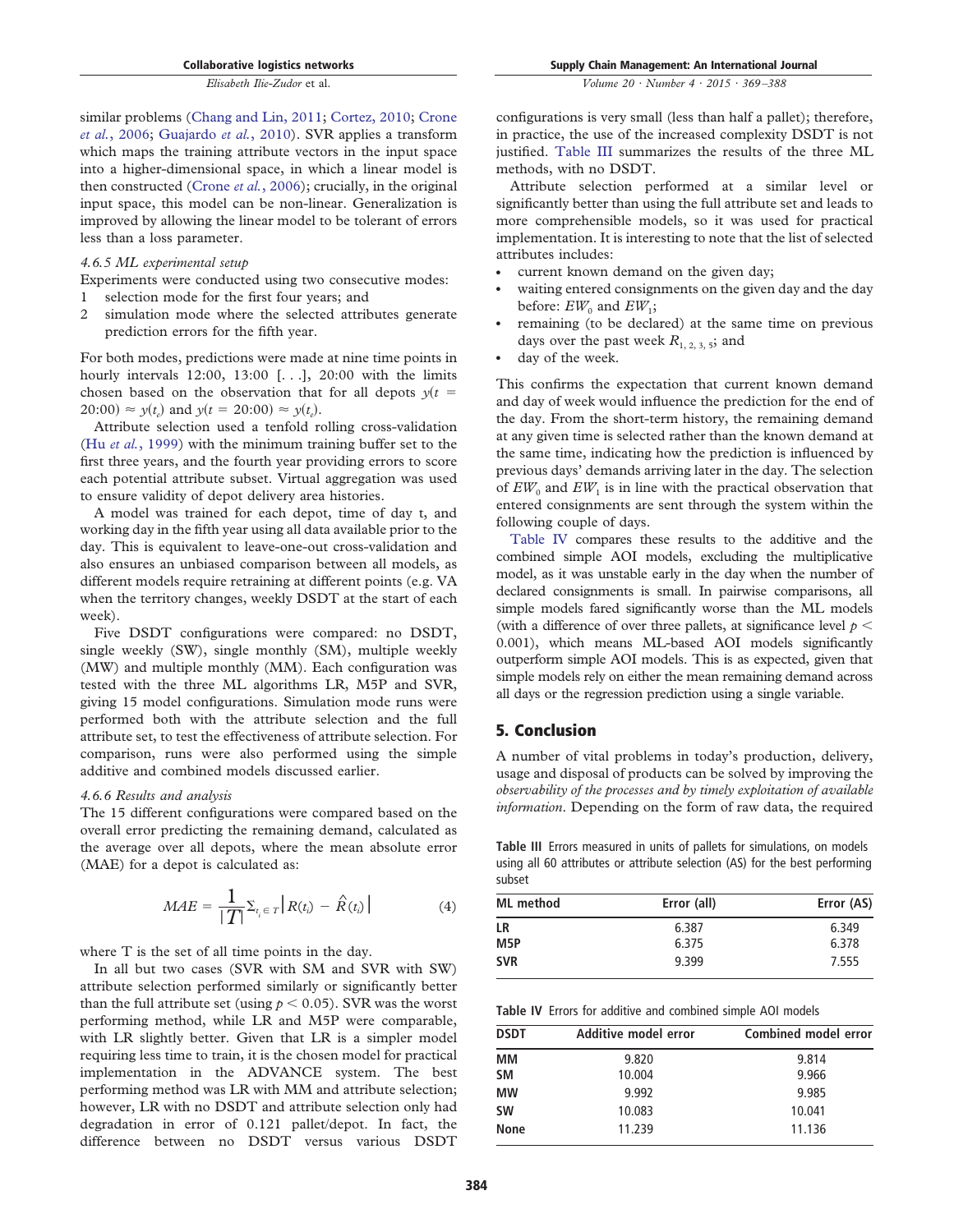similar problems (Chang and Lin, 2011; Cortez, 2010; Crone *et al.*, 2006; Guajardo *et al.*, 2010). SVR applies a transform which maps the training attribute vectors in the input space into a higher-dimensional space, in which a linear model is then constructed (Crone *et al.*, 2006); crucially, in the original input space, this model can be non-linear. Generalization is improved by allowing the linear model to be tolerant of errors less than a loss parameter.

#### 4.6.5 ML experimental setup

Experiments were conducted using two consecutive modes:

1. selection mode for the first four years; and
2. simulation mode where the selected attributes generate prediction errors for the fifth year.

For both modes, predictions were made at nine time points in hourly intervals 12:00, 13:00 [...], 20:00 with the limits chosen based on the observation that for all depots $y(t = 20{:}00) \approx y(t_e)$ and $y(t = 20{:}00) \approx y(t_e)$.

Attribute selection used a tenfold rolling cross-validation (Hu *et al.*, 1999) with the minimum training buffer set to the first three years, and the fourth year providing errors to score each potential attribute subset. Virtual aggregation was used to ensure validity of depot delivery area histories.

A model was trained for each depot, time of day t, and working day in the fifth year using all data available prior to the day. This is equivalent to leave-one-out cross-validation and also ensures an unbiased comparison between all models, as different models require retraining at different points (e.g. VA when the territory changes, weekly DSDT at the start of each week).

Five DSDT configurations were compared: no DSDT, single weekly (SW), single monthly (SM), multiple weekly (MW) and multiple monthly (MM). Each configuration was tested with the three ML algorithms LR, M5P and SVR, giving 15 model configurations. Simulation mode runs were performed both with the attribute selection and the full attribute set, to test the effectiveness of attribute selection. For comparison, runs were also performed using the simple additive and combined models discussed earlier.

#### 4.6.6 Results and analysis

The 15 different configurations were compared based on the overall error predicting the remaining demand, calculated as the average over all depots, where the mean absolute error (MAE) for a depot is calculated as:

$$MAE = \frac{1}{|T|} \Sigma_{t_i \in T} \left| R(t_i) - \hat{R}(t_i) \right| \quad (4)$$

where T is the set of all time points in the day.

In all but two cases (SVR with SM and SVR with SW) attribute selection performed similarly or significantly better than the full attribute set (using $p < 0.05$). SVR was the worst performing method, while LR and M5P were comparable, with LR slightly better. Given that LR is a simpler model requiring less time to train, it is the chosen model for practical implementation in the ADVANCE system. The best performing method was LR with MM and attribute selection; however, LR with no DSDT and attribute selection only had degradation in error of 0.121 pallet/depot. In fact, the difference between no DSDT versus various DSDT configurations is very small (less than half a pallet); therefore, in practice, the use of the increased complexity DSDT is not justified. Table III summarizes the results of the three ML methods, with no DSDT.

Attribute selection performed at a similar level or significantly better than using the full attribute set and leads to more comprehensible models, so it was used for practical implementation. It is interesting to note that the list of selected attributes includes:

- current known demand on the given day;
- waiting entered consignments on the given day and the day before: $EW_0$ and $EW_1$;
- remaining (to be declared) at the same time on previous days over the past week $R_{1,2,3,5}$; and
- day of the week.

This confirms the expectation that current known demand and day of week would influence the prediction for the end of the day. From the short-term history, the remaining demand at any given time is selected rather than the known demand at the same time, indicating how the prediction is influenced by previous days' demands arriving later in the day. The selection of $EW_0$ and $EW_1$ is in line with the practical observation that entered consignments are sent through the system within the following couple of days.

Table IV compares these results to the additive and the combined simple AOI models, excluding the multiplicative model, as it was unstable early in the day when the number of declared consignments is small. In pairwise comparisons, all simple models fared significantly worse than the ML models (with a difference of over three pallets, at significance level $p < 0.001$), which means ML-based AOI models significantly outperform simple AOI models. This is as expected, given that simple models rely on either the mean remaining demand across all days or the regression prediction using a single variable.

## 5. Conclusion

A number of vital problems in today's production, delivery, usage and disposal of products can be solved by improving the *observability of the processes and by timely exploitation of available information*. Depending on the form of raw data, the required

**Table III** Errors measured in units of pallets for simulations, on models using all 60 attributes or attribute selection (AS) for the best performing subset

| ML method | Error (all) | Error (AS) |
|---|---|---|
| LR | 6.387 | 6.349 |
| M5P | 6.375 | 6.378 |
| SVR | 9.399 | 7.555 |

**Table IV** Errors for additive and combined simple AOI models

| DSDT | Additive model error | Combined model error |
|---|---|---|
| MM | 9.820 | 9.814 |
| SM | 10.004 | 9.966 |
| MW | 9.992 | 9.985 |
| SW | 10.083 | 10.041 |
| None | 11.239 | 11.136 |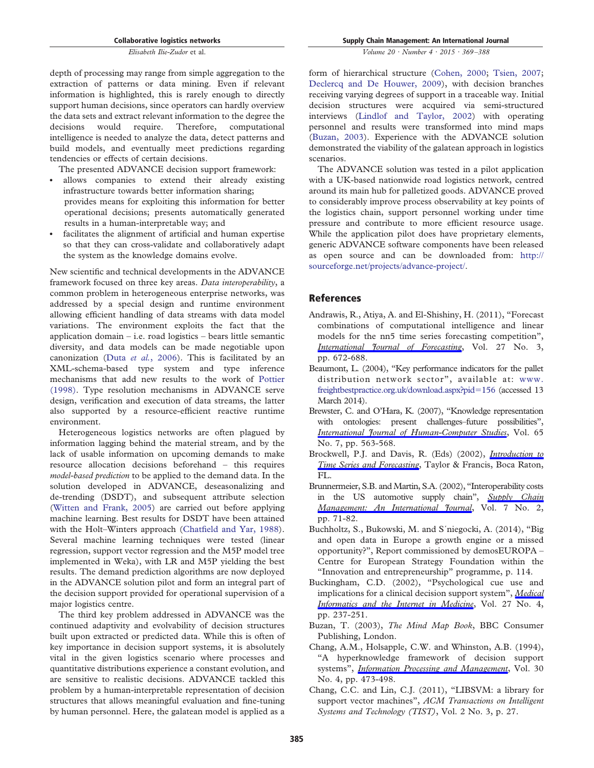depth of processing may range from simple aggregation to the extraction of patterns or data mining. Even if relevant information is highlighted, this is rarely enough to directly support human decisions, since operators can hardly overview the data sets and extract relevant information to the degree the decisions would require. Therefore, computational intelligence is needed to analyze the data, detect patterns and build models, and eventually meet predictions regarding tendencies or effects of certain decisions.

The presented ADVANCE decision support framework:

- allows companies to extend their already existing infrastructure towards better information sharing; provides means for exploiting this information for better operational decisions; presents automatically generated results in a human-interpretable way; and
- facilitates the alignment of artificial and human expertise so that they can cross-validate and collaboratively adapt the system as the knowledge domains evolve.

New scientific and technical developments in the ADVANCE framework focused on three key areas. *Data interoperability*, a common problem in heterogeneous enterprise networks, was addressed by a special design and runtime environment allowing efficient handling of data streams with data model variations. The environment exploits the fact that the application domain – i.e. road logistics – bears little semantic diversity, and data models can be made negotiable upon canonization (Duta *et al.*, 2006). This is facilitated by an XML-schema-based type system and type inference mechanisms that add new results to the work of Pottier (1998). Type resolution mechanisms in ADVANCE serve design, verification and execution of data streams, the latter also supported by a resource-efficient reactive runtime environment.

Heterogeneous logistics networks are often plagued by information lagging behind the material stream, and by the lack of usable information on upcoming demands to make resource allocation decisions beforehand – this requires *model-based prediction* to be applied to the demand data. In the solution developed in ADVANCE, deseasonalizing and de-trending (DSDT), and subsequent attribute selection (Witten and Frank, 2005) are carried out before applying machine learning. Best results for DSDT have been attained with the Holt–Winters approach (Chatfield and Yar, 1988). Several machine learning techniques were tested (linear regression, support vector regression and the M5P model tree implemented in Weka), with LR and M5P yielding the best results. The demand prediction algorithms are now deployed in the ADVANCE solution pilot and form an integral part of the decision support provided for operational supervision of a major logistics centre.

The third key problem addressed in ADVANCE was the continued adaptivity and evolvability of decision structures built upon extracted or predicted data. While this is often of key importance in decision support systems, it is absolutely vital in the given logistics scenario where processes and quantitative distributions experience a constant evolution, and are sensitive to realistic decisions. ADVANCE tackled this problem by a human-interpretable representation of decision structures that allows meaningful evaluation and fine-tuning by human personnel. Here, the galatean model is applied as a form of hierarchical structure (Cohen, 2000; Tsien, 2007; Declercq and De Houwer, 2009), with decision branches receiving varying degrees of support in a traceable way. Initial decision structures were acquired via semi-structured interviews (Lindlof and Taylor, 2002) with operating personnel and results were transformed into mind maps (Buzan, 2003). Experience with the ADVANCE solution demonstrated the viability of the galatean approach in logistics scenarios.

The ADVANCE solution was tested in a pilot application with a UK-based nationwide road logistics network, centred around its main hub for palletized goods. ADVANCE proved to considerably improve process observability at key points of the logistics chain, support personnel working under time pressure and contribute to more efficient resource usage. While the application pilot does have proprietary elements, generic ADVANCE software components have been released as open source and can be downloaded from: http://sourceforge.net/projects/advance-project/.

## References

Andrawis, R., Atiya, A. and El-Shishiny, H. (2011), "Forecast combinations of computational intelligence and linear models for the nn5 time series forecasting competition", *International Journal of Forecasting*, Vol. 27 No. 3, pp. 672-688.

Beaumont, L. (2004), "Key performance indicators for the pallet distribution network sector", available at: www.freightbestpractice.org.uk/download.aspx?pid=156 (accessed 13 March 2014).

Brewster, C. and O'Hara, K. (2007), "Knowledge representation with ontologies: present challenges–future possibilities", *International Journal of Human-Computer Studies*, Vol. 65 No. 7, pp. 563-568.

Brockwell, P.J. and Davis, R. (Eds) (2002), *Introduction to Time Series and Forecasting*, Taylor & Francis, Boca Raton, FL.

Brunnermeier, S.B. and Martin, S.A. (2002), "Interoperability costs in the US automotive supply chain", *Supply Chain Management: An International Journal*, Vol. 7 No. 2, pp. 71-82.

Buchholtz, S., Bukowski, M. and S´niegocki, A. (2014), "Big and open data in Europe a growth engine or a missed opportunity?", Report commissioned by demosEUROPA – Centre for European Strategy Foundation within the "Innovation and entrepreneurship" programme, p. 114.

Buckingham, C.D. (2002), "Psychological cue use and implications for a clinical decision support system", *Medical Informatics and the Internet in Medicine*, Vol. 27 No. 4, pp. 237-251.

Buzan, T. (2003), *The Mind Map Book*, BBC Consumer Publishing, London.

Chang, A.M., Holsapple, C.W. and Whinston, A.B. (1994), "A hyperknowledge framework of decision support systems", *Information Processing and Management*, Vol. 30 No. 4, pp. 473-498.

Chang, C.C. and Lin, C.J. (2011), "LIBSVM: a library for support vector machines", *ACM Transactions on Intelligent Systems and Technology (TIST)*, Vol. 2 No. 3, p. 27.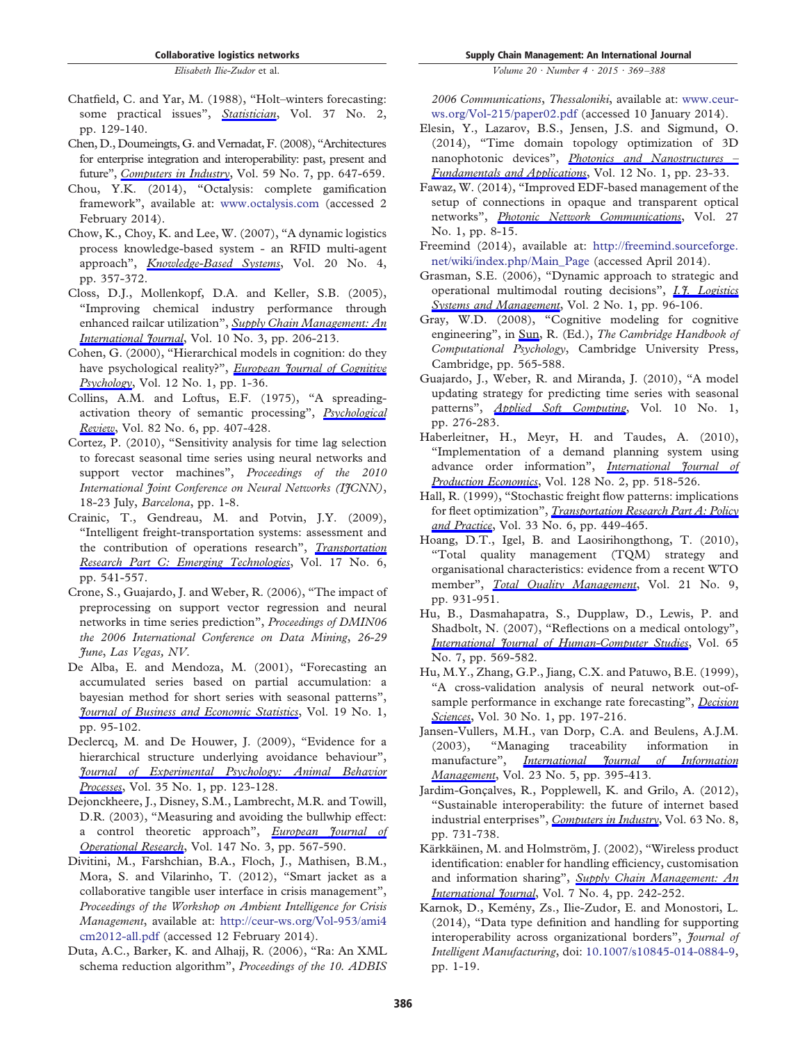Chatfield, C. and Yar, M. (1988), "Holt–winters forecasting: some practical issues", *Statistician*, Vol. 37 No. 2, pp. 129-140.

Chen, D., Doumeingts, G. and Vernadat, F. (2008), "Architectures for enterprise integration and interoperability: past, present and future", *Computers in Industry*, Vol. 59 No. 7, pp. 647-659.

Chou, Y.K. (2014), "Octalysis: complete gamification framework", available at: www.octalysis.com (accessed 2 February 2014).

Chow, K., Choy, K. and Lee, W. (2007), "A dynamic logistics process knowledge-based system - an RFID multi-agent approach", *Knowledge-Based Systems*, Vol. 20 No. 4, pp. 357-372.

Closs, D.J., Mollenkopf, D.A. and Keller, S.B. (2005), "Improving chemical industry performance through enhanced railcar utilization", *Supply Chain Management: An International Journal*, Vol. 10 No. 3, pp. 206-213.

Cohen, G. (2000), "Hierarchical models in cognition: do they have psychological reality?", *European Journal of Cognitive Psychology*, Vol. 12 No. 1, pp. 1-36.

Collins, A.M. and Loftus, E.F. (1975), "A spreading-activation theory of semantic processing", *Psychological Review*, Vol. 82 No. 6, pp. 407-428.

Cortez, P. (2010), "Sensitivity analysis for time lag selection to forecast seasonal time series using neural networks and support vector machines", *Proceedings of the 2010 International Joint Conference on Neural Networks (IJCNN)*, 18-23 July, *Barcelona*, pp. 1-8.

Crainic, T., Gendreau, M. and Potvin, J.Y. (2009), "Intelligent freight-transportation systems: assessment and the contribution of operations research", *Transportation Research Part C: Emerging Technologies*, Vol. 17 No. 6, pp. 541-557.

Crone, S., Guajardo, J. and Weber, R. (2006), "The impact of preprocessing on support vector regression and neural networks in time series prediction", *Proceedings of DMIN06 the 2006 International Conference on Data Mining, 26-29 June, Las Vegas, NV*.

De Alba, E. and Mendoza, M. (2001), "Forecasting an accumulated series based on partial accumulation: a bayesian method for short series with seasonal patterns", *Journal of Business and Economic Statistics*, Vol. 19 No. 1, pp. 95-102.

Declercq, M. and De Houwer, J. (2009), "Evidence for a hierarchical structure underlying avoidance behaviour", *Journal of Experimental Psychology: Animal Behavior Processes*, Vol. 35 No. 1, pp. 123-128.

Dejonckheere, J., Disney, S.M., Lambrecht, M.R. and Towill, D.R. (2003), "Measuring and avoiding the bullwhip effect: a control theoretic approach", *European Journal of Operational Research*, Vol. 147 No. 3, pp. 567-590.

Divitini, M., Farshchian, B.A., Floch, J., Mathisen, B.M., Mora, S. and Vilarinho, T. (2012), "Smart jacket as a collaborative tangible user interface in crisis management", *Proceedings of the Workshop on Ambient Intelligence for Crisis Management*, available at: http://ceur-ws.org/Vol-953/ami4cm2012-all.pdf (accessed 12 February 2014).

Duta, A.C., Barker, K. and Alhajj, R. (2006), "Ra: An XML schema reduction algorithm", *Proceedings of the 10. ADBIS 2006 Communications, Thessaloniki*, available at: www.ceur-ws.org/Vol-215/paper02.pdf (accessed 10 January 2014).

Elesin, Y., Lazarov, B.S., Jensen, J.S. and Sigmund, O. (2014), "Time domain topology optimization of 3D nanophotonic devices", *Photonics and Nanostructures – Fundamentals and Applications*, Vol. 12 No. 1, pp. 23-33.

Fawaz, W. (2014), "Improved EDF-based management of the setup of connections in opaque and transparent optical networks", *Photonic Network Communications*, Vol. 27 No. 1, pp. 8-15.

Freemind (2014), available at: http://freemind.sourceforge.net/wiki/index.php/Main_Page (accessed April 2014).

Grasman, S.E. (2006), "Dynamic approach to strategic and operational multimodal routing decisions", *I.J. Logistics Systems and Management*, Vol. 2 No. 1, pp. 96-106.

Gray, W.D. (2008), "Cognitive modeling for cognitive engineering", in Sun, R. (Ed.), *The Cambridge Handbook of Computational Psychology*, Cambridge University Press, Cambridge, pp. 565-588.

Guajardo, J., Weber, R. and Miranda, J. (2010), "A model updating strategy for predicting time series with seasonal patterns", *Applied Soft Computing*, Vol. 10 No. 1, pp. 276-283.

Haberleitner, H., Meyr, H. and Taudes, A. (2010), "Implementation of a demand planning system using advance order information", *International Journal of Production Economics*, Vol. 128 No. 2, pp. 518-526.

Hall, R. (1999), "Stochastic freight flow patterns: implications for fleet optimization", *Transportation Research Part A: Policy and Practice*, Vol. 33 No. 6, pp. 449-465.

Hoang, D.T., Igel, B. and Laosirihongthong, T. (2010), "Total quality management (TQM) strategy and organisational characteristics: evidence from a recent WTO member", *Total Quality Management*, Vol. 21 No. 9, pp. 931-951.

Hu, B., Dasmahapatra, S., Dupplaw, D., Lewis, P. and Shadbolt, N. (2007), "Reflections on a medical ontology", *International Journal of Human-Computer Studies*, Vol. 65 No. 7, pp. 569-582.

Hu, M.Y., Zhang, G.P., Jiang, C.X. and Patuwo, B.E. (1999), "A cross-validation analysis of neural network out-of-sample performance in exchange rate forecasting", *Decision Sciences*, Vol. 30 No. 1, pp. 197-216.

Jansen-Vullers, M.H., van Dorp, C.A. and Beulens, A.J.M. (2003), "Managing traceability information in manufacture", *International Journal of Information Management*, Vol. 23 No. 5, pp. 395-413.

Jardim-Gonçalves, R., Popplewell, K. and Grilo, A. (2012), "Sustainable interoperability: the future of internet based industrial enterprises", *Computers in Industry*, Vol. 63 No. 8, pp. 731-738.

Kärkkäinen, M. and Holmström, J. (2002), "Wireless product identification: enabler for handling efficiency, customisation and information sharing", *Supply Chain Management: An International Journal*, Vol. 7 No. 4, pp. 242-252.

Karnok, D., Kemény, Zs., Ilie-Zudor, E. and Monostori, L. (2014), "Data type definition and handling for supporting interoperability across organizational borders", *Journal of Intelligent Manufacturing*, doi: 10.1007/s10845-014-0884-9, pp. 1-19.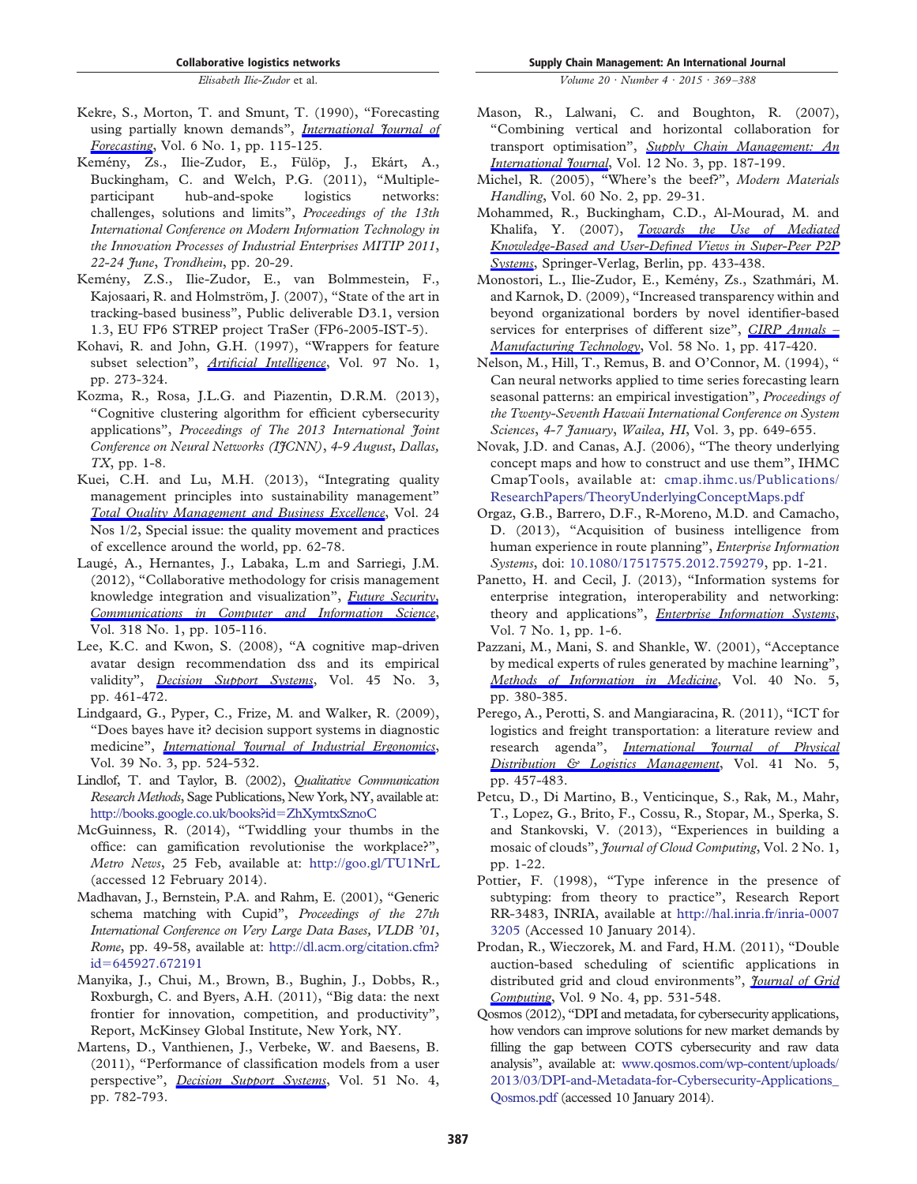Kekre, S., Morton, T. and Smunt, T. (1990), "Forecasting using partially known demands", *International Journal of Forecasting*, Vol. 6 No. 1, pp. 115-125.

Kemény, Zs., Ilie-Zudor, E., Fülöp, J., Ekárt, A., Buckingham, C. and Welch, P.G. (2011), "Multiple-participant hub-and-spoke logistics networks: challenges, solutions and limits", *Proceedings of the 13th International Conference on Modern Information Technology in the Innovation Processes of Industrial Enterprises MITIP 2011, 22-24 June, Trondheim*, pp. 20-29.

Kemény, Z.S., Ilie-Zudor, E., van Bolmmestein, F., Kajosaari, R. and Holmström, J. (2007), "State of the art in tracking-based business", Public deliverable D3.1, version 1.3, EU FP6 STREP project TraSer (FP6-2005-IST-5).

Kohavi, R. and John, G.H. (1997), "Wrappers for feature subset selection", *Artificial Intelligence*, Vol. 97 No. 1, pp. 273-324.

Kozma, R., Rosa, J.L.G. and Piazentin, D.R.M. (2013), "Cognitive clustering algorithm for efficient cybersecurity applications", *Proceedings of The 2013 International Joint Conference on Neural Networks (IJCNN), 4-9 August, Dallas, TX*, pp. 1-8.

Kuei, C.H. and Lu, M.H. (2013), "Integrating quality management principles into sustainability management" *Total Quality Management and Business Excellence*, Vol. 24 Nos 1/2, Special issue: the quality movement and practices of excellence around the world, pp. 62-78.

Laugé, A., Hernantes, J., Labaka, L.m and Sarriegi, J.M. (2012), "Collaborative methodology for crisis management knowledge integration and visualization", *Future Security, Communications in Computer and Information Science*, Vol. 318 No. 1, pp. 105-116.

Lee, K.C. and Kwon, S. (2008), "A cognitive map-driven avatar design recommendation dss and its empirical validity", *Decision Support Systems*, Vol. 45 No. 3, pp. 461-472.

Lindgaard, G., Pyper, C., Frize, M. and Walker, R. (2009), "Does bayes have it? decision support systems in diagnostic medicine", *International Journal of Industrial Ergonomics*, Vol. 39 No. 3, pp. 524-532.

Lindlof, T. and Taylor, B. (2002), *Qualitative Communication Research Methods*, Sage Publications, New York, NY, available at: http://books.google.co.uk/books?id=ZhXymtxSznoC

McGuinness, R. (2014), "Twiddling your thumbs in the office: can gamification revolutionise the workplace?", *Metro News*, 25 Feb, available at: http://goo.gl/TU1NrL (accessed 12 February 2014).

Madhavan, J., Bernstein, P.A. and Rahm, E. (2001), "Generic schema matching with Cupid", *Proceedings of the 27th International Conference on Very Large Data Bases, VLDB '01, Rome*, pp. 49-58, available at: http://dl.acm.org/citation.cfm?id=645927.672191

Manyika, J., Chui, M., Brown, B., Bughin, J., Dobbs, R., Roxburgh, C. and Byers, A.H. (2011), "Big data: the next frontier for innovation, competition, and productivity", Report, McKinsey Global Institute, New York, NY.

Martens, D., Vanthienen, J., Verbeke, W. and Baesens, B. (2011), "Performance of classification models from a user perspective", *Decision Support Systems*, Vol. 51 No. 4, pp. 782-793.

Mason, R., Lalwani, C. and Boughton, R. (2007), "Combining vertical and horizontal collaboration for transport optimisation", *Supply Chain Management: An International Journal*, Vol. 12 No. 3, pp. 187-199.

Michel, R. (2005), "Where's the beef?", *Modern Materials Handling*, Vol. 60 No. 2, pp. 29-31.

Mohammed, R., Buckingham, C.D., Al-Mourad, M. and Khalifa, Y. (2007), *Towards the Use of Mediated Knowledge-Based and User-Defined Views in Super-Peer P2P Systems*, Springer-Verlag, Berlin, pp. 433-438.

Monostori, L., Ilie-Zudor, E., Kemény, Zs., Szathmári, M. and Karnok, D. (2009), "Increased transparency within and beyond organizational borders by novel identifier-based services for enterprises of different size", *CIRP Annals – Manufacturing Technology*, Vol. 58 No. 1, pp. 417-420.

Nelson, M., Hill, T., Remus, B. and O'Connor, M. (1994), " Can neural networks applied to time series forecasting learn seasonal patterns: an empirical investigation", *Proceedings of the Twenty-Seventh Hawaii International Conference on System Sciences, 4-7 January, Wailea, HI*, Vol. 3, pp. 649-655.

Novak, J.D. and Canas, A.J. (2006), "The theory underlying concept maps and how to construct and use them", IHMC CmapTools, available at: cmap.ihmc.us/Publications/ResearchPapers/TheoryUnderlyingConceptMaps.pdf

Orgaz, G.B., Barrero, D.F., R-Moreno, M.D. and Camacho, D. (2013), "Acquisition of business intelligence from human experience in route planning", *Enterprise Information Systems*, doi: 10.1080/17517575.2012.759279, pp. 1-21.

Panetto, H. and Cecil, J. (2013), "Information systems for enterprise integration, interoperability and networking: theory and applications", *Enterprise Information Systems*, Vol. 7 No. 1, pp. 1-6.

Pazzani, M., Mani, S. and Shankle, W. (2001), "Acceptance by medical experts of rules generated by machine learning", *Methods of Information in Medicine*, Vol. 40 No. 5, pp. 380-385.

Perego, A., Perotti, S. and Mangiaracina, R. (2011), "ICT for logistics and freight transportation: a literature review and research agenda", *International Journal of Physical Distribution & Logistics Management*, Vol. 41 No. 5, pp. 457-483.

Petcu, D., Di Martino, B., Venticinque, S., Rak, M., Mahr, T., Lopez, G., Brito, F., Cossu, R., Stopar, M., Sperka, S. and Stankovski, V. (2013), "Experiences in building a mosaic of clouds", *Journal of Cloud Computing*, Vol. 2 No. 1, pp. 1-22.

Pottier, F. (1998), "Type inference in the presence of subtyping: from theory to practice", Research Report RR-3483, INRIA, available at http://hal.inria.fr/inria-00073205 (Accessed 10 January 2014).

Prodan, R., Wieczorek, M. and Fard, H.M. (2011), "Double auction-based scheduling of scientific applications in distributed grid and cloud environments", *Journal of Grid Computing*, Vol. 9 No. 4, pp. 531-548.

Qosmos (2012), "DPI and metadata, for cybersecurity applications, how vendors can improve solutions for new market demands by filling the gap between COTS cybersecurity and raw data analysis", available at: www.qosmos.com/wp-content/uploads/2013/03/DPI-and-Metadata-for-Cybersecurity-Applications_Qosmos.pdf (accessed 10 January 2014).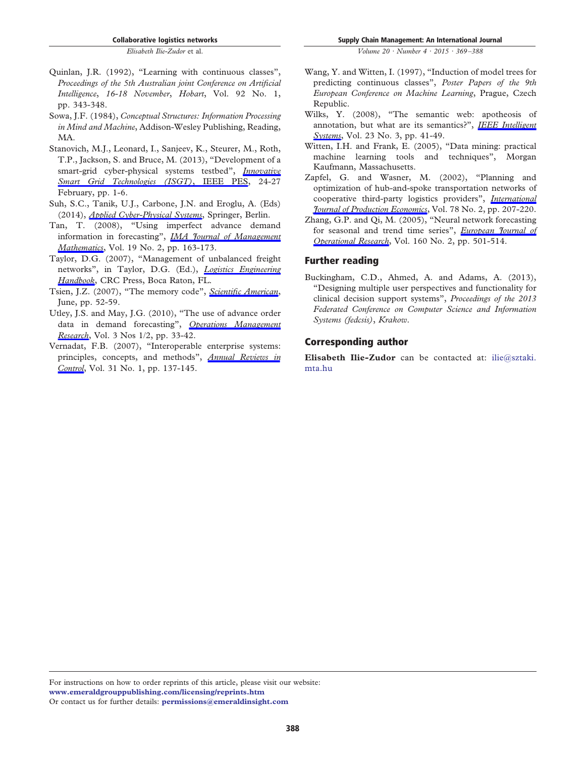Quinlan, J.R. (1992), "Learning with continuous classes", *Proceedings of the 5th Australian joint Conference on Artificial Intelligence, 16-18 November, Hobart*, Vol. 92 No. 1, pp. 343-348.

Sowa, J.F. (1984), *Conceptual Structures: Information Processing in Mind and Machine*, Addison-Wesley Publishing, Reading, MA.

Stanovich, M.J., Leonard, I., Sanjeev, K., Steurer, M., Roth, T.P., Jackson, S. and Bruce, M. (2013), "Development of a smart-grid cyber-physical systems testbed", *Innovative Smart Grid Technologies (ISGT)*, IEEE PES, 24-27 February, pp. 1-6.

Suh, S.C., Tanik, U.J., Carbone, J.N. and Eroglu, A. (Eds) (2014), *Applied Cyber-Physical Systems*, Springer, Berlin.

Tan, T. (2008), "Using imperfect advance demand information in forecasting", *IMA Journal of Management Mathematics*, Vol. 19 No. 2, pp. 163-173.

Taylor, D.G. (2007), "Management of unbalanced freight networks", in Taylor, D.G. (Ed.), *Logistics Engineering Handbook*, CRC Press, Boca Raton, FL.

Tsien, J.Z. (2007), "The memory code", *Scientific American*, June, pp. 52-59.

Utley, J.S. and May, J.G. (2010), "The use of advance order data in demand forecasting", *Operations Management Research*, Vol. 3 Nos 1/2, pp. 33-42.

Vernadat, F.B. (2007), "Interoperable enterprise systems: principles, concepts, and methods", *Annual Reviews in Control*, Vol. 31 No. 1, pp. 137-145.

Wang, Y. and Witten, I. (1997), "Induction of model trees for predicting continuous classes", *Poster Papers of the 9th European Conference on Machine Learning*, Prague, Czech Republic.

Wilks, Y. (2008), "The semantic web: apotheosis of annotation, but what are its semantics?", *IEEE Intelligent Systems*, Vol. 23 No. 3, pp. 41-49.

Witten, I.H. and Frank, E. (2005), "Data mining: practical machine learning tools and techniques", Morgan Kaufmann, Massachusetts.

Zapfel, G. and Wasner, M. (2002), "Planning and optimization of hub-and-spoke transportation networks of cooperative third-party logistics providers", *International Journal of Production Economics*, Vol. 78 No. 2, pp. 207-220.

Zhang, G.P. and Qi, M. (2005), "Neural network forecasting for seasonal and trend time series", *European Journal of Operational Research*, Vol. 160 No. 2, pp. 501-514.

## Further reading

Buckingham, C.D., Ahmed, A. and Adams, A. (2013), "Designing multiple user perspectives and functionality for clinical decision support systems", *Proceedings of the 2013 Federated Conference on Computer Science and Information Systems (fedcsis)*, *Krakow*.

## Corresponding author

**Elisabeth Ilie-Zudor** can be contacted at: ilie@sztaki.mta.hu

For instructions on how to order reprints of this article, please visit our website:
**www.emeraldgrouppublishing.com/licensing/reprints.htm**
Or contact us for further details: **permissions@emeraldinsight.com**